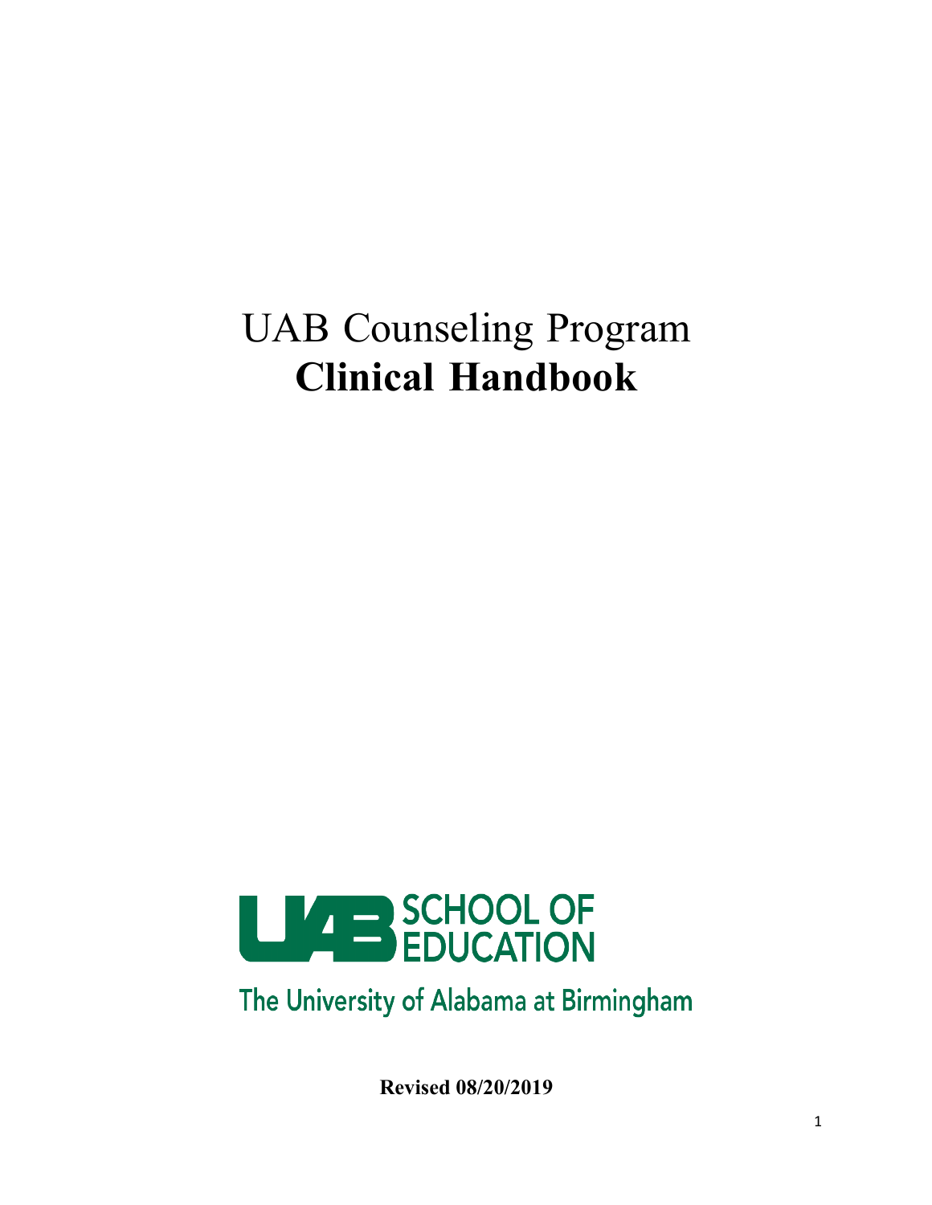# UAB Counseling Program
# **Clinical Handbook**

UAB SCHOOL OF EDUCATION

The University of Alabama at Birmingham

**Revised 08/20/2019**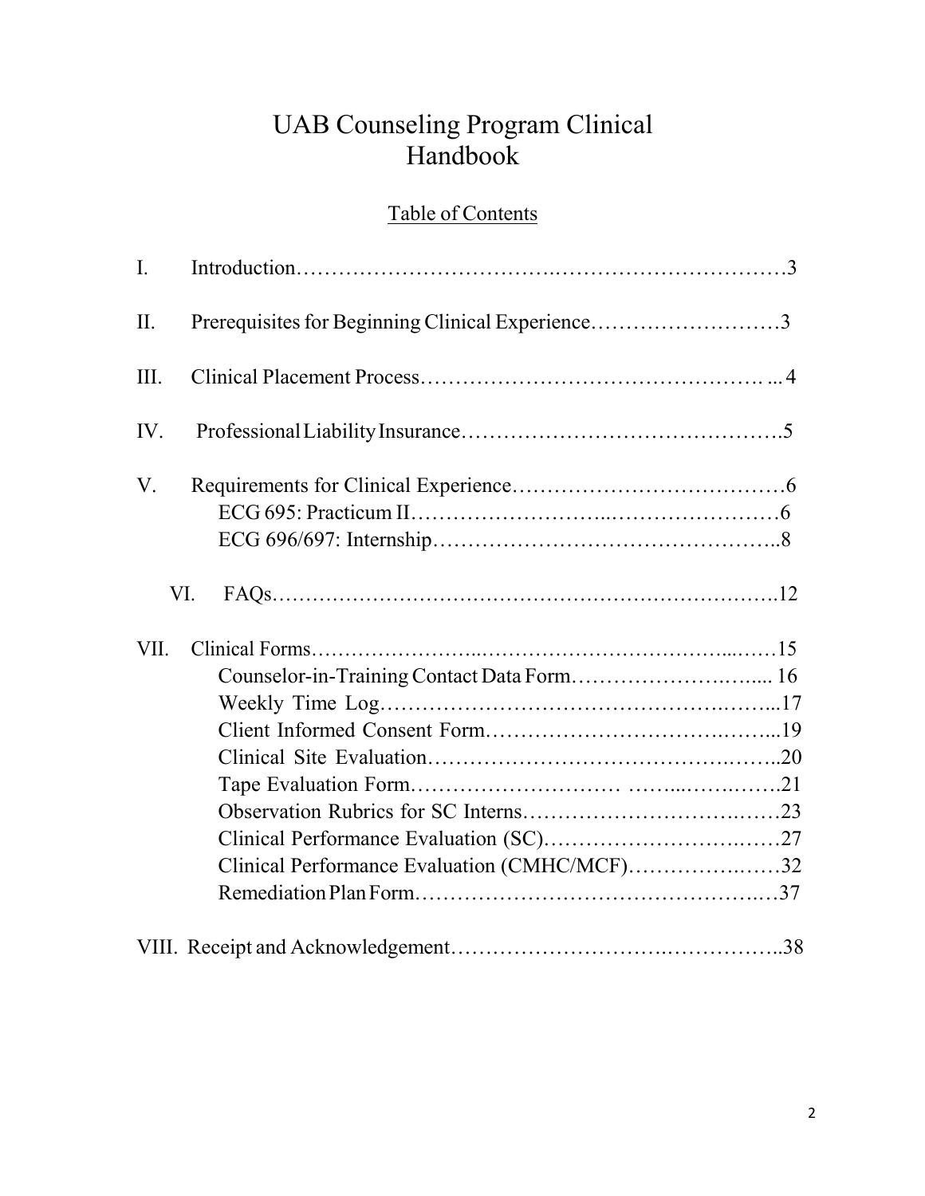# UAB Counseling Program Clinical Handbook

## Table of Contents

I. Introduction……………………………………………………………3

II. Prerequisites for Beginning Clinical Experience………………………3

III. Clinical Placement Process………………………………………… ... 4

IV. Professional Liability Insurance……………………………………….5

V. Requirements for Clinical Experience…………………………………6
- ECG 695: Practicum II………………………………………………6
- ECG 696/697: Internship……………………………………………..8

VI. FAQs……………………………………………………………………..12

VII. Clinical Forms……………………………………………………………15
- Counselor-in-Training Contact Data Form…………………………..... 16
- Weekly Time Log……………………………………………………...17
- Client Informed Consent Form………………………………………...19
- Clinical Site Evaluation………………………………………………..20
- Tape Evaluation Form…………………………………………………….21
- Observation Rubrics for SC Interns……………………………………23
- Clinical Performance Evaluation (SC)…………………………………27
- Clinical Performance Evaluation (CMHC/MCF)………………………32
- Remediation Plan Form…………………………………………………37

VIII. Receipt and Acknowledgement…………………………………………..38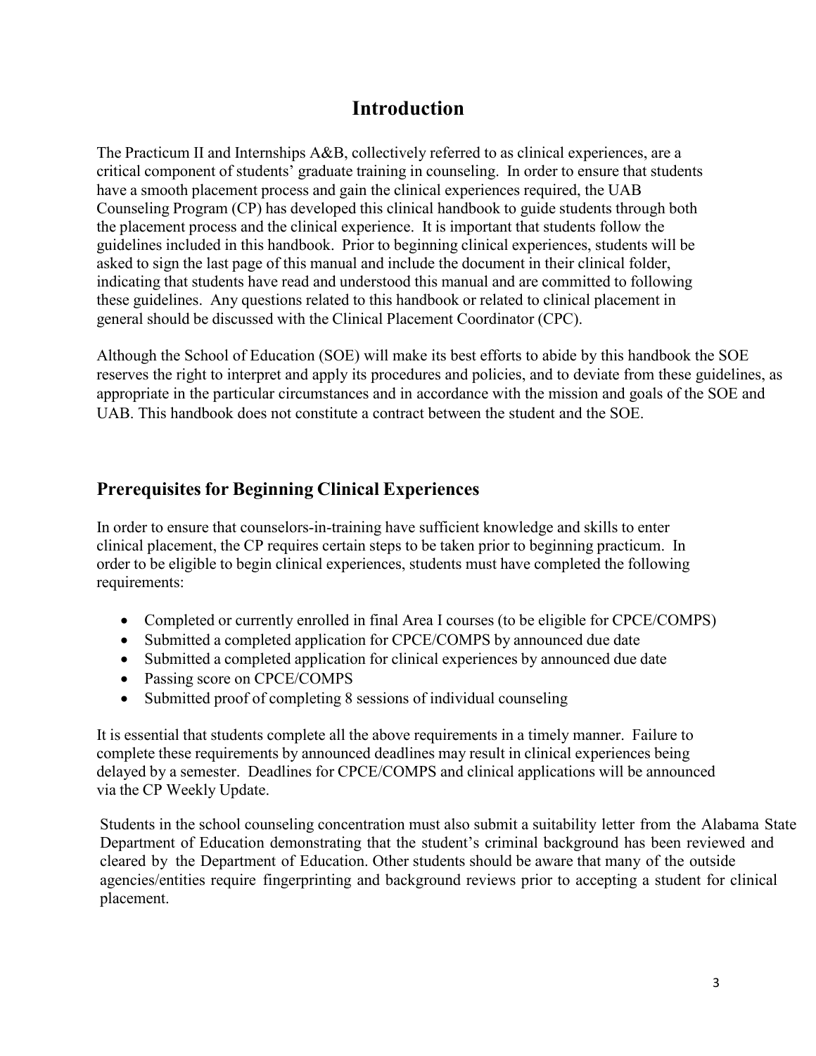# Introduction

The Practicum II and Internships A&B, collectively referred to as clinical experiences, are a critical component of students' graduate training in counseling. In order to ensure that students have a smooth placement process and gain the clinical experiences required, the UAB Counseling Program (CP) has developed this clinical handbook to guide students through both the placement process and the clinical experience. It is important that students follow the guidelines included in this handbook. Prior to beginning clinical experiences, students will be asked to sign the last page of this manual and include the document in their clinical folder, indicating that students have read and understood this manual and are committed to following these guidelines. Any questions related to this handbook or related to clinical placement in general should be discussed with the Clinical Placement Coordinator (CPC).

Although the School of Education (SOE) will make its best efforts to abide by this handbook the SOE reserves the right to interpret and apply its procedures and policies, and to deviate from these guidelines, as appropriate in the particular circumstances and in accordance with the mission and goals of the SOE and UAB. This handbook does not constitute a contract between the student and the SOE.

## Prerequisites for Beginning Clinical Experiences

In order to ensure that counselors-in-training have sufficient knowledge and skills to enter clinical placement, the CP requires certain steps to be taken prior to beginning practicum. In order to be eligible to begin clinical experiences, students must have completed the following requirements:

- Completed or currently enrolled in final Area I courses (to be eligible for CPCE/COMPS)
- Submitted a completed application for CPCE/COMPS by announced due date
- Submitted a completed application for clinical experiences by announced due date
- Passing score on CPCE/COMPS
- Submitted proof of completing 8 sessions of individual counseling

It is essential that students complete all the above requirements in a timely manner. Failure to complete these requirements by announced deadlines may result in clinical experiences being delayed by a semester. Deadlines for CPCE/COMPS and clinical applications will be announced via the CP Weekly Update.

Students in the school counseling concentration must also submit a suitability letter from the Alabama State Department of Education demonstrating that the student's criminal background has been reviewed and cleared by the Department of Education. Other students should be aware that many of the outside agencies/entities require fingerprinting and background reviews prior to accepting a student for clinical placement.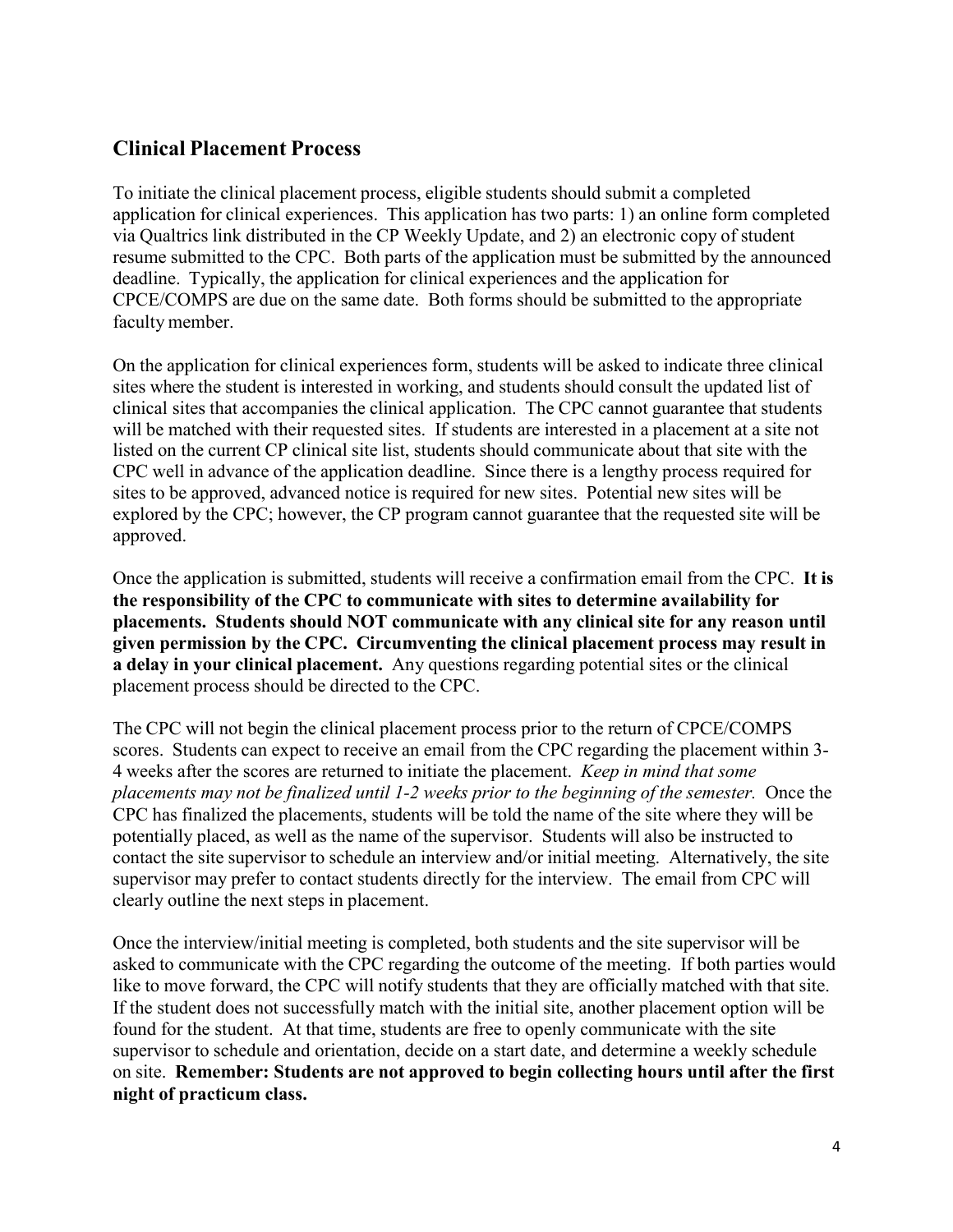## Clinical Placement Process

To initiate the clinical placement process, eligible students should submit a completed application for clinical experiences. This application has two parts: 1) an online form completed via Qualtrics link distributed in the CP Weekly Update, and 2) an electronic copy of student resume submitted to the CPC. Both parts of the application must be submitted by the announced deadline. Typically, the application for clinical experiences and the application for CPCE/COMPS are due on the same date. Both forms should be submitted to the appropriate faculty member.

On the application for clinical experiences form, students will be asked to indicate three clinical sites where the student is interested in working, and students should consult the updated list of clinical sites that accompanies the clinical application. The CPC cannot guarantee that students will be matched with their requested sites. If students are interested in a placement at a site not listed on the current CP clinical site list, students should communicate about that site with the CPC well in advance of the application deadline. Since there is a lengthy process required for sites to be approved, advanced notice is required for new sites. Potential new sites will be explored by the CPC; however, the CP program cannot guarantee that the requested site will be approved.

Once the application is submitted, students will receive a confirmation email from the CPC. **It is the responsibility of the CPC to communicate with sites to determine availability for placements. Students should NOT communicate with any clinical site for any reason until given permission by the CPC. Circumventing the clinical placement process may result in a delay in your clinical placement.** Any questions regarding potential sites or the clinical placement process should be directed to the CPC.

The CPC will not begin the clinical placement process prior to the return of CPCE/COMPS scores. Students can expect to receive an email from the CPC regarding the placement within 3-4 weeks after the scores are returned to initiate the placement. *Keep in mind that some placements may not be finalized until 1-2 weeks prior to the beginning of the semester.* Once the CPC has finalized the placements, students will be told the name of the site where they will be potentially placed, as well as the name of the supervisor. Students will also be instructed to contact the site supervisor to schedule an interview and/or initial meeting. Alternatively, the site supervisor may prefer to contact students directly for the interview. The email from CPC will clearly outline the next steps in placement.

Once the interview/initial meeting is completed, both students and the site supervisor will be asked to communicate with the CPC regarding the outcome of the meeting. If both parties would like to move forward, the CPC will notify students that they are officially matched with that site. If the student does not successfully match with the initial site, another placement option will be found for the student. At that time, students are free to openly communicate with the site supervisor to schedule and orientation, decide on a start date, and determine a weekly schedule on site. **Remember: Students are not approved to begin collecting hours until after the first night of practicum class.**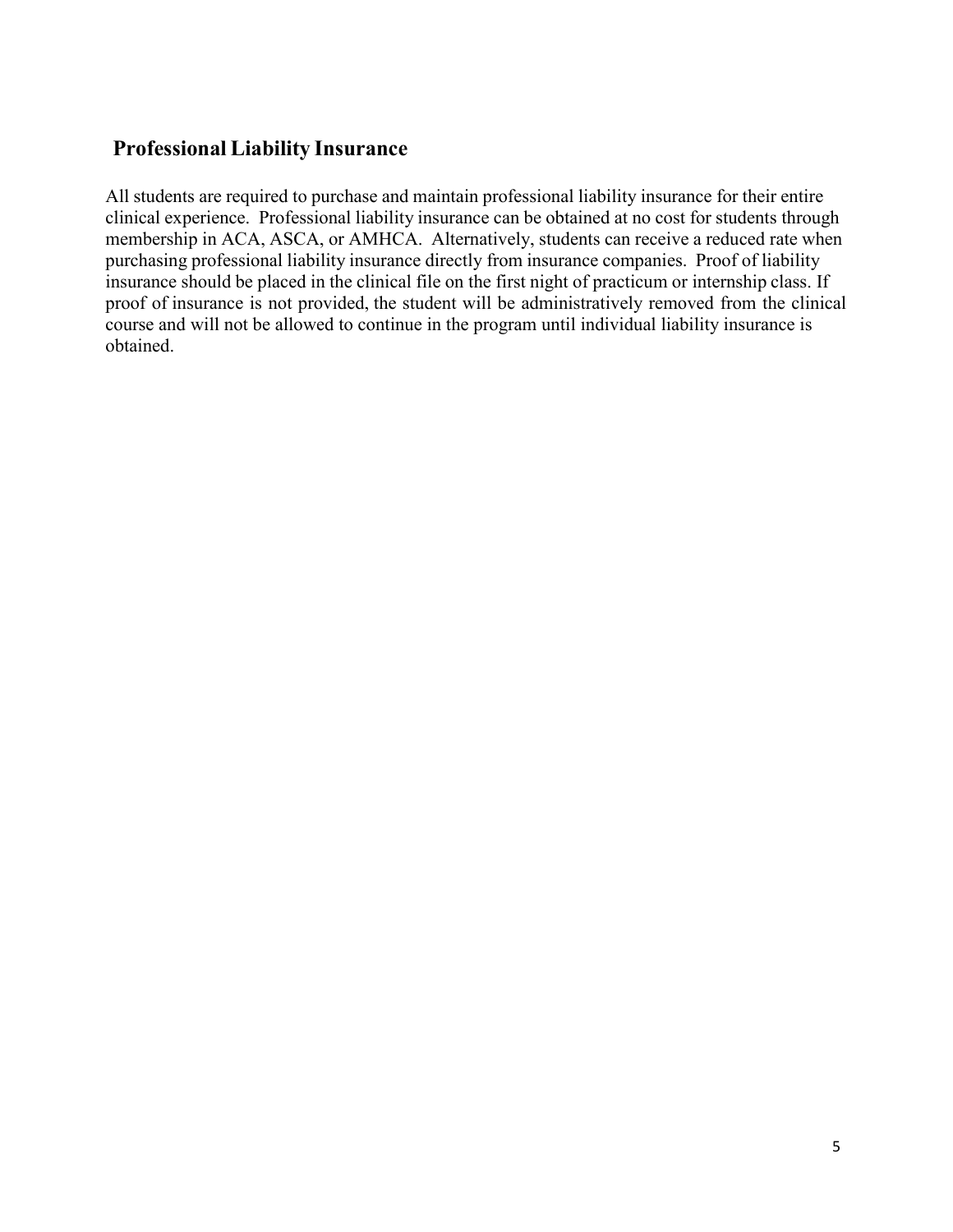## Professional Liability Insurance

All students are required to purchase and maintain professional liability insurance for their entire clinical experience. Professional liability insurance can be obtained at no cost for students through membership in ACA, ASCA, or AMHCA. Alternatively, students can receive a reduced rate when purchasing professional liability insurance directly from insurance companies. Proof of liability insurance should be placed in the clinical file on the first night of practicum or internship class. If proof of insurance is not provided, the student will be administratively removed from the clinical course and will not be allowed to continue in the program until individual liability insurance is obtained.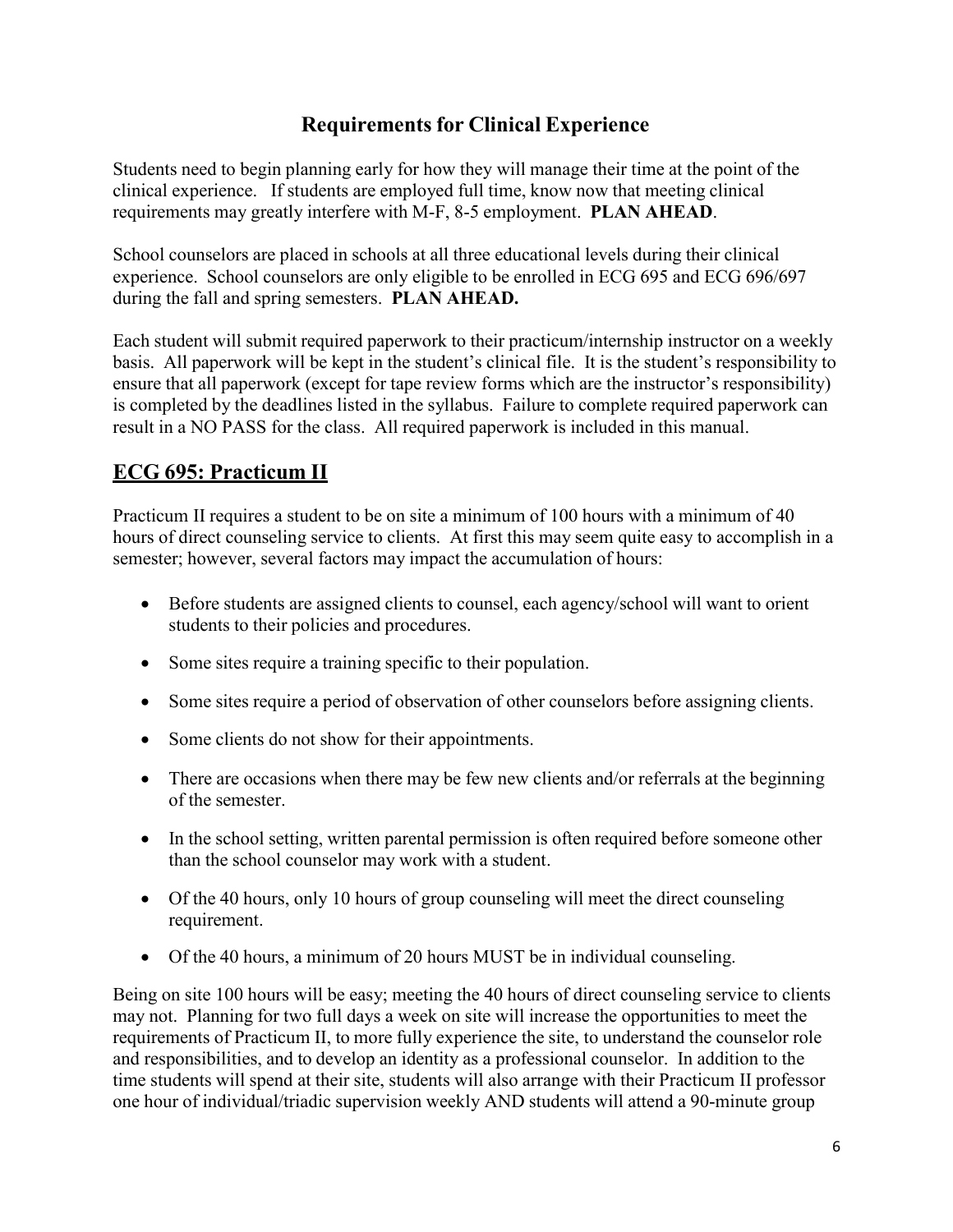## Requirements for Clinical Experience

Students need to begin planning early for how they will manage their time at the point of the clinical experience. If students are employed full time, know now that meeting clinical requirements may greatly interfere with M-F, 8-5 employment. **PLAN AHEAD**.

School counselors are placed in schools at all three educational levels during their clinical experience. School counselors are only eligible to be enrolled in ECG 695 and ECG 696/697 during the fall and spring semesters. **PLAN AHEAD.**

Each student will submit required paperwork to their practicum/internship instructor on a weekly basis. All paperwork will be kept in the student's clinical file. It is the student's responsibility to ensure that all paperwork (except for tape review forms which are the instructor's responsibility) is completed by the deadlines listed in the syllabus. Failure to complete required paperwork can result in a NO PASS for the class. All required paperwork is included in this manual.

## ECG 695: Practicum II

Practicum II requires a student to be on site a minimum of 100 hours with a minimum of 40 hours of direct counseling service to clients. At first this may seem quite easy to accomplish in a semester; however, several factors may impact the accumulation of hours:

- Before students are assigned clients to counsel, each agency/school will want to orient students to their policies and procedures.
- Some sites require a training specific to their population.
- Some sites require a period of observation of other counselors before assigning clients.
- Some clients do not show for their appointments.
- There are occasions when there may be few new clients and/or referrals at the beginning of the semester.
- In the school setting, written parental permission is often required before someone other than the school counselor may work with a student.
- Of the 40 hours, only 10 hours of group counseling will meet the direct counseling requirement.
- Of the 40 hours, a minimum of 20 hours MUST be in individual counseling.

Being on site 100 hours will be easy; meeting the 40 hours of direct counseling service to clients may not. Planning for two full days a week on site will increase the opportunities to meet the requirements of Practicum II, to more fully experience the site, to understand the counselor role and responsibilities, and to develop an identity as a professional counselor. In addition to the time students will spend at their site, students will also arrange with their Practicum II professor one hour of individual/triadic supervision weekly AND students will attend a 90-minute group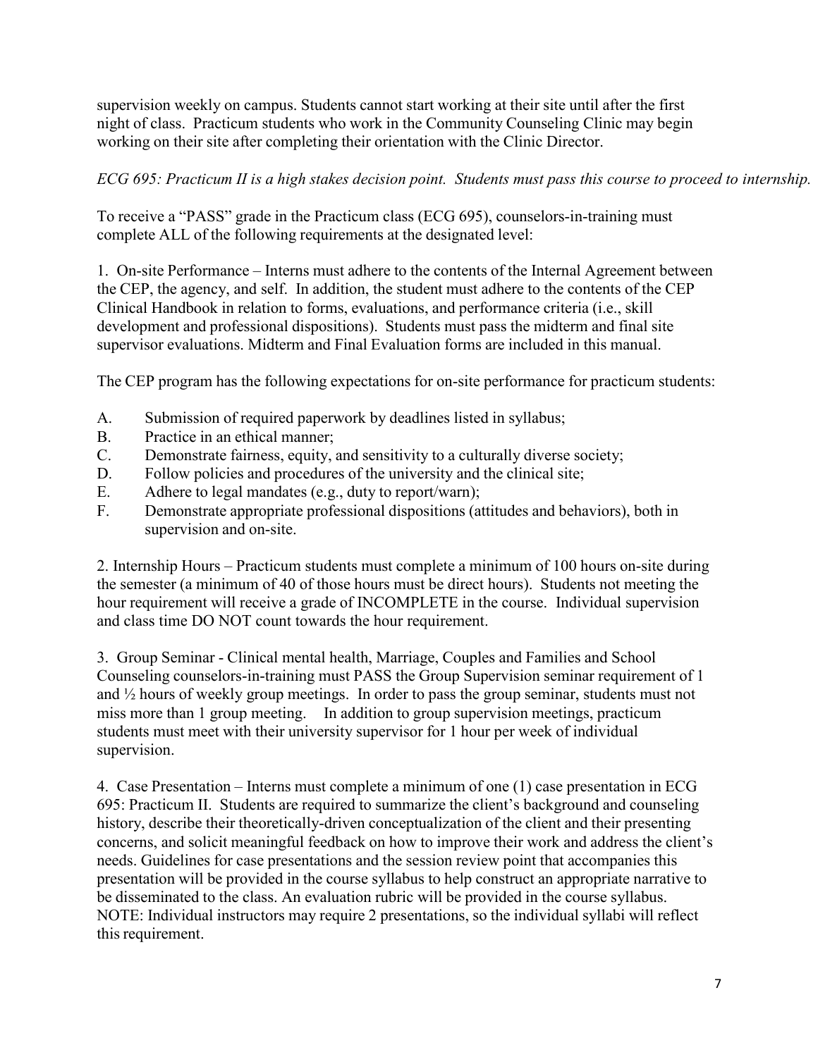supervision weekly on campus. Students cannot start working at their site until after the first night of class. Practicum students who work in the Community Counseling Clinic may begin working on their site after completing their orientation with the Clinic Director.

*ECG 695: Practicum II is a high stakes decision point. Students must pass this course to proceed to internship.*

To receive a "PASS" grade in the Practicum class (ECG 695), counselors-in-training must complete ALL of the following requirements at the designated level:

1. On-site Performance – Interns must adhere to the contents of the Internal Agreement between the CEP, the agency, and self. In addition, the student must adhere to the contents of the CEP Clinical Handbook in relation to forms, evaluations, and performance criteria (i.e., skill development and professional dispositions). Students must pass the midterm and final site supervisor evaluations. Midterm and Final Evaluation forms are included in this manual.

The CEP program has the following expectations for on-site performance for practicum students:

A. Submission of required paperwork by deadlines listed in syllabus;
B. Practice in an ethical manner;
C. Demonstrate fairness, equity, and sensitivity to a culturally diverse society;
D. Follow policies and procedures of the university and the clinical site;
E. Adhere to legal mandates (e.g., duty to report/warn);
F. Demonstrate appropriate professional dispositions (attitudes and behaviors), both in supervision and on-site.

2. Internship Hours – Practicum students must complete a minimum of 100 hours on-site during the semester (a minimum of 40 of those hours must be direct hours). Students not meeting the hour requirement will receive a grade of INCOMPLETE in the course. Individual supervision and class time DO NOT count towards the hour requirement.

3. Group Seminar - Clinical mental health, Marriage, Couples and Families and School Counseling counselors-in-training must PASS the Group Supervision seminar requirement of 1 and ½ hours of weekly group meetings. In order to pass the group seminar, students must not miss more than 1 group meeting. In addition to group supervision meetings, practicum students must meet with their university supervisor for 1 hour per week of individual supervision.

4. Case Presentation – Interns must complete a minimum of one (1) case presentation in ECG 695: Practicum II. Students are required to summarize the client's background and counseling history, describe their theoretically-driven conceptualization of the client and their presenting concerns, and solicit meaningful feedback on how to improve their work and address the client's needs. Guidelines for case presentations and the session review point that accompanies this presentation will be provided in the course syllabus to help construct an appropriate narrative to be disseminated to the class. An evaluation rubric will be provided in the course syllabus. NOTE: Individual instructors may require 2 presentations, so the individual syllabi will reflect this requirement.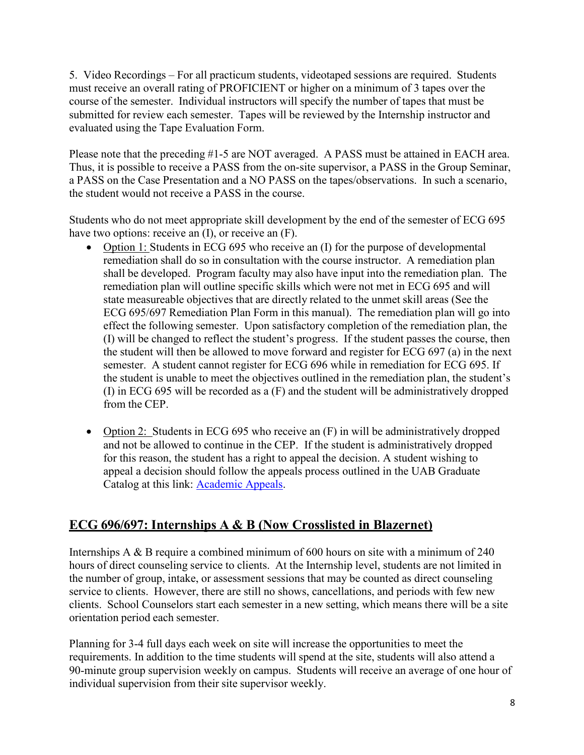5. Video Recordings – For all practicum students, videotaped sessions are required. Students must receive an overall rating of PROFICIENT or higher on a minimum of 3 tapes over the course of the semester. Individual instructors will specify the number of tapes that must be submitted for review each semester. Tapes will be reviewed by the Internship instructor and evaluated using the Tape Evaluation Form.

Please note that the preceding #1-5 are NOT averaged. A PASS must be attained in EACH area. Thus, it is possible to receive a PASS from the on-site supervisor, a PASS in the Group Seminar, a PASS on the Case Presentation and a NO PASS on the tapes/observations. In such a scenario, the student would not receive a PASS in the course.

Students who do not meet appropriate skill development by the end of the semester of ECG 695 have two options: receive an (I), or receive an (F).

- Option 1: Students in ECG 695 who receive an (I) for the purpose of developmental remediation shall do so in consultation with the course instructor. A remediation plan shall be developed. Program faculty may also have input into the remediation plan. The remediation plan will outline specific skills which were not met in ECG 695 and will state measureable objectives that are directly related to the unmet skill areas (See the ECG 695/697 Remediation Plan Form in this manual). The remediation plan will go into effect the following semester. Upon satisfactory completion of the remediation plan, the (I) will be changed to reflect the student's progress. If the student passes the course, then the student will then be allowed to move forward and register for ECG 697 (a) in the next semester. A student cannot register for ECG 696 while in remediation for ECG 695. If the student is unable to meet the objectives outlined in the remediation plan, the student's (I) in ECG 695 will be recorded as a (F) and the student will be administratively dropped from the CEP.

- Option 2: Students in ECG 695 who receive an (F) in will be administratively dropped and not be allowed to continue in the CEP. If the student is administratively dropped for this reason, the student has a right to appeal the decision. A student wishing to appeal a decision should follow the appeals process outlined in the UAB Graduate Catalog at this link: Academic Appeals.

## ECG 696/697: Internships A & B (Now Crosslisted in Blazernet)

Internships A & B require a combined minimum of 600 hours on site with a minimum of 240 hours of direct counseling service to clients. At the Internship level, students are not limited in the number of group, intake, or assessment sessions that may be counted as direct counseling service to clients. However, there are still no shows, cancellations, and periods with few new clients. School Counselors start each semester in a new setting, which means there will be a site orientation period each semester.

Planning for 3-4 full days each week on site will increase the opportunities to meet the requirements. In addition to the time students will spend at the site, students will also attend a 90-minute group supervision weekly on campus. Students will receive an average of one hour of individual supervision from their site supervisor weekly.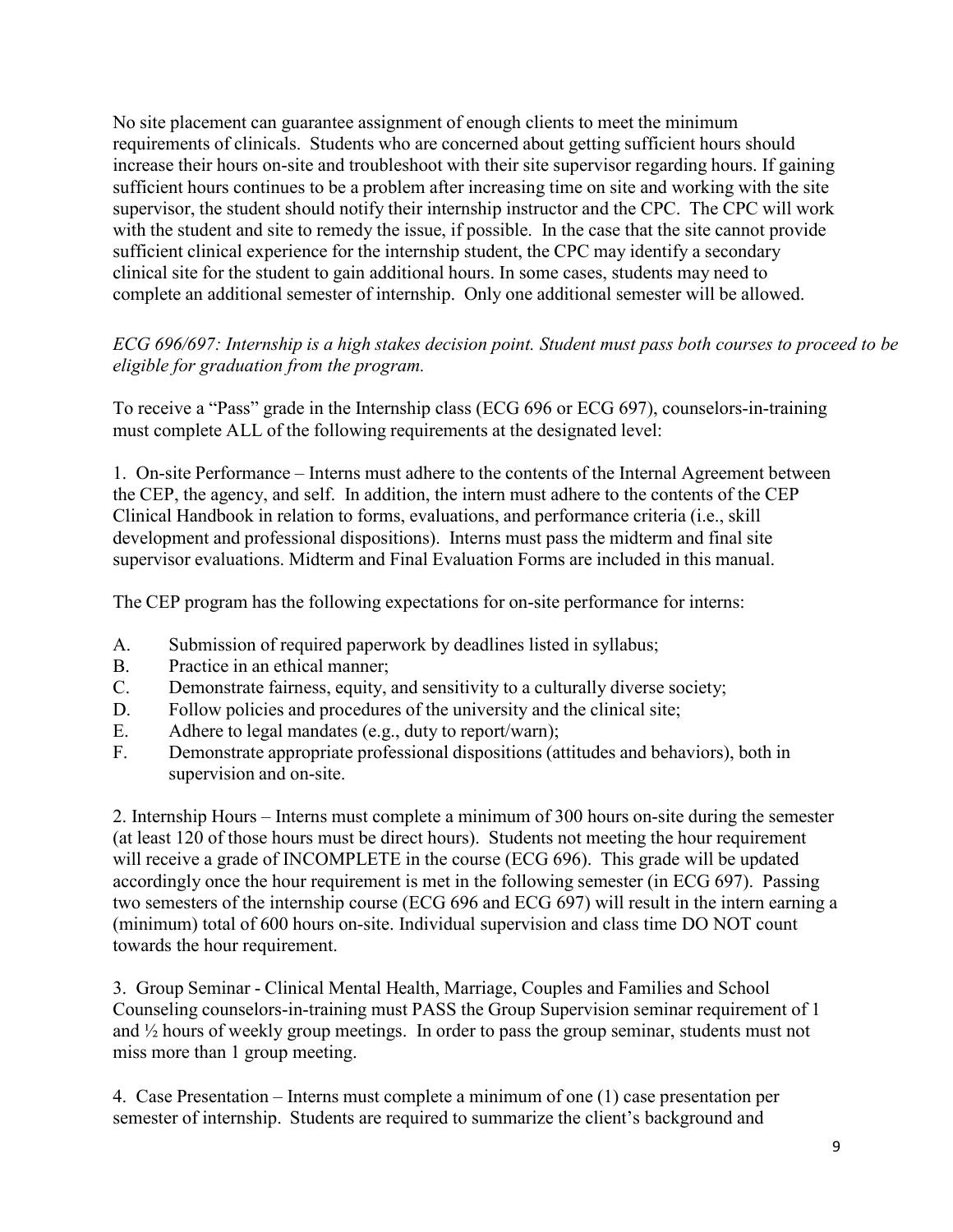No site placement can guarantee assignment of enough clients to meet the minimum requirements of clinicals. Students who are concerned about getting sufficient hours should increase their hours on-site and troubleshoot with their site supervisor regarding hours. If gaining sufficient hours continues to be a problem after increasing time on site and working with the site supervisor, the student should notify their internship instructor and the CPC. The CPC will work with the student and site to remedy the issue, if possible. In the case that the site cannot provide sufficient clinical experience for the internship student, the CPC may identify a secondary clinical site for the student to gain additional hours. In some cases, students may need to complete an additional semester of internship. Only one additional semester will be allowed.

*ECG 696/697: Internship is a high stakes decision point. Student must pass both courses to proceed to be eligible for graduation from the program.*

To receive a "Pass" grade in the Internship class (ECG 696 or ECG 697), counselors-in-training must complete ALL of the following requirements at the designated level:

1. On-site Performance – Interns must adhere to the contents of the Internal Agreement between the CEP, the agency, and self. In addition, the intern must adhere to the contents of the CEP Clinical Handbook in relation to forms, evaluations, and performance criteria (i.e., skill development and professional dispositions). Interns must pass the midterm and final site supervisor evaluations. Midterm and Final Evaluation Forms are included in this manual.

The CEP program has the following expectations for on-site performance for interns:

A. Submission of required paperwork by deadlines listed in syllabus;
B. Practice in an ethical manner;
C. Demonstrate fairness, equity, and sensitivity to a culturally diverse society;
D. Follow policies and procedures of the university and the clinical site;
E. Adhere to legal mandates (e.g., duty to report/warn);
F. Demonstrate appropriate professional dispositions (attitudes and behaviors), both in supervision and on-site.

2. Internship Hours – Interns must complete a minimum of 300 hours on-site during the semester (at least 120 of those hours must be direct hours). Students not meeting the hour requirement will receive a grade of INCOMPLETE in the course (ECG 696). This grade will be updated accordingly once the hour requirement is met in the following semester (in ECG 697). Passing two semesters of the internship course (ECG 696 and ECG 697) will result in the intern earning a (minimum) total of 600 hours on-site. Individual supervision and class time DO NOT count towards the hour requirement.

3. Group Seminar - Clinical Mental Health, Marriage, Couples and Families and School Counseling counselors-in-training must PASS the Group Supervision seminar requirement of 1 and ½ hours of weekly group meetings. In order to pass the group seminar, students must not miss more than 1 group meeting.

4. Case Presentation – Interns must complete a minimum of one (1) case presentation per semester of internship. Students are required to summarize the client's background and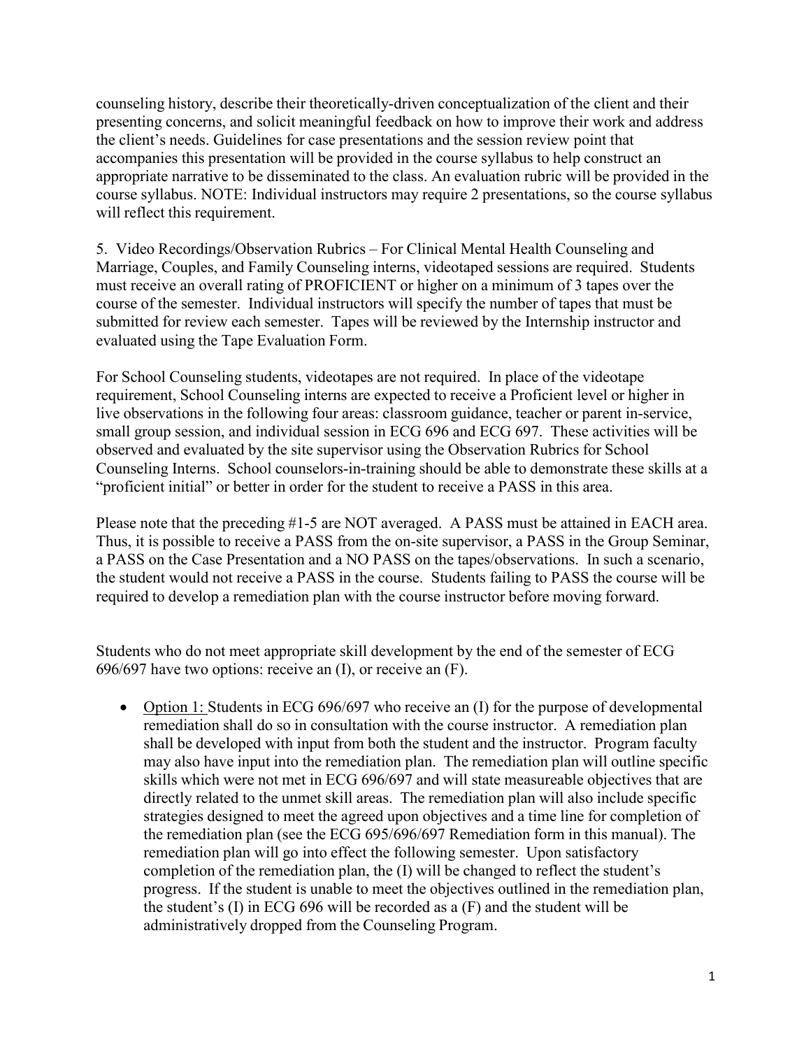counseling history, describe their theoretically-driven conceptualization of the client and their presenting concerns, and solicit meaningful feedback on how to improve their work and address the client's needs. Guidelines for case presentations and the session review point that accompanies this presentation will be provided in the course syllabus to help construct an appropriate narrative to be disseminated to the class. An evaluation rubric will be provided in the course syllabus. NOTE: Individual instructors may require 2 presentations, so the course syllabus will reflect this requirement.

5. Video Recordings/Observation Rubrics – For Clinical Mental Health Counseling and Marriage, Couples, and Family Counseling interns, videotaped sessions are required. Students must receive an overall rating of PROFICIENT or higher on a minimum of 3 tapes over the course of the semester. Individual instructors will specify the number of tapes that must be submitted for review each semester. Tapes will be reviewed by the Internship instructor and evaluated using the Tape Evaluation Form.

For School Counseling students, videotapes are not required. In place of the videotape requirement, School Counseling interns are expected to receive a Proficient level or higher in live observations in the following four areas: classroom guidance, teacher or parent in-service, small group session, and individual session in ECG 696 and ECG 697. These activities will be observed and evaluated by the site supervisor using the Observation Rubrics for School Counseling Interns. School counselors-in-training should be able to demonstrate these skills at a "proficient initial" or better in order for the student to receive a PASS in this area.

Please note that the preceding #1-5 are NOT averaged. A PASS must be attained in EACH area. Thus, it is possible to receive a PASS from the on-site supervisor, a PASS in the Group Seminar, a PASS on the Case Presentation and a NO PASS on the tapes/observations. In such a scenario, the student would not receive a PASS in the course. Students failing to PASS the course will be required to develop a remediation plan with the course instructor before moving forward.

Students who do not meet appropriate skill development by the end of the semester of ECG 696/697 have two options: receive an (I), or receive an (F).

- Option 1: Students in ECG 696/697 who receive an (I) for the purpose of developmental remediation shall do so in consultation with the course instructor. A remediation plan shall be developed with input from both the student and the instructor. Program faculty may also have input into the remediation plan. The remediation plan will outline specific skills which were not met in ECG 696/697 and will state measureable objectives that are directly related to the unmet skill areas. The remediation plan will also include specific strategies designed to meet the agreed upon objectives and a time line for completion of the remediation plan (see the ECG 695/696/697 Remediation form in this manual). The remediation plan will go into effect the following semester. Upon satisfactory completion of the remediation plan, the (I) will be changed to reflect the student's progress. If the student is unable to meet the objectives outlined in the remediation plan, the student's (I) in ECG 696 will be recorded as a (F) and the student will be administratively dropped from the Counseling Program.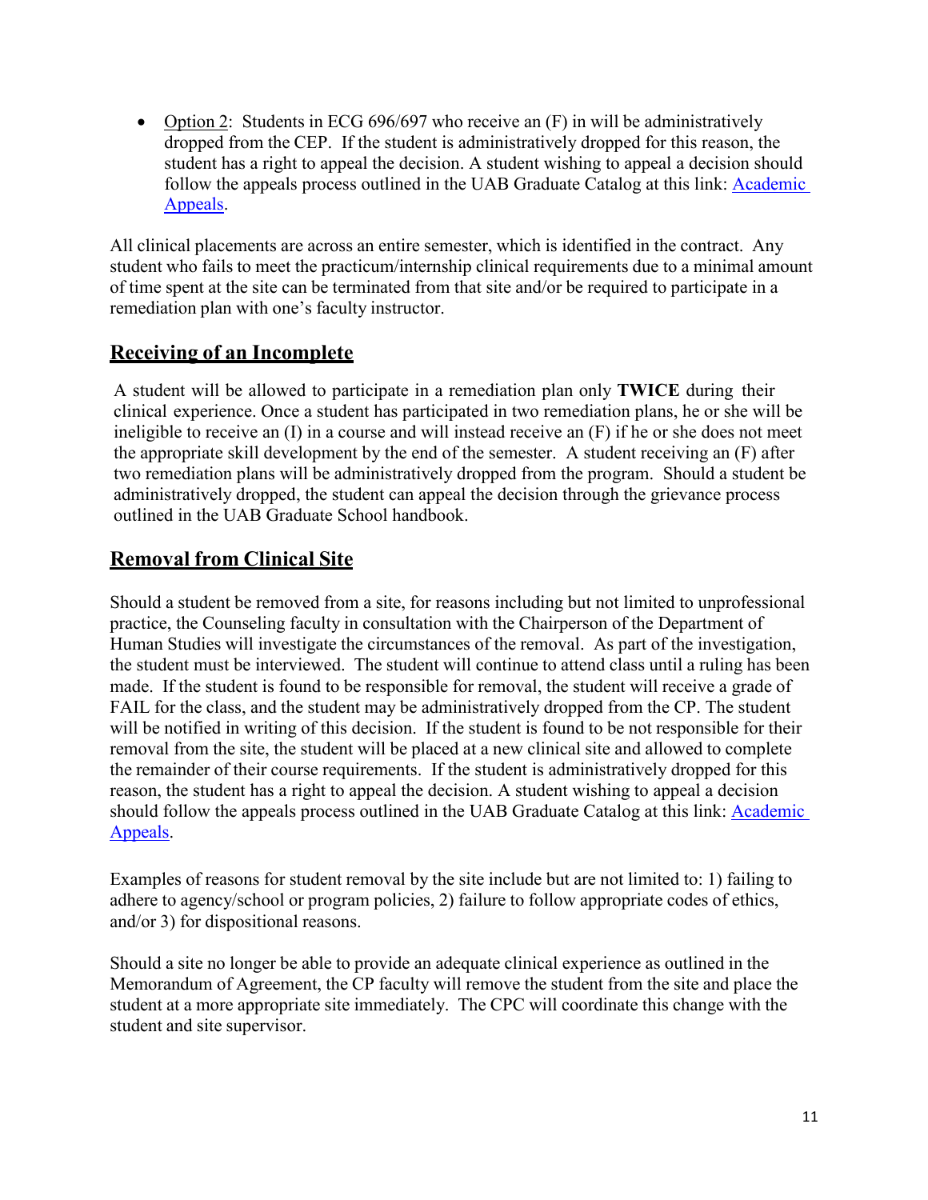- Option 2: Students in ECG 696/697 who receive an (F) in will be administratively dropped from the CEP. If the student is administratively dropped for this reason, the student has a right to appeal the decision. A student wishing to appeal a decision should follow the appeals process outlined in the UAB Graduate Catalog at this link: [Academic Appeals](Academic Appeals).

All clinical placements are across an entire semester, which is identified in the contract. Any student who fails to meet the practicum/internship clinical requirements due to a minimal amount of time spent at the site can be terminated from that site and/or be required to participate in a remediation plan with one's faculty instructor.

## Receiving of an Incomplete

A student will be allowed to participate in a remediation plan only **TWICE** during their clinical experience. Once a student has participated in two remediation plans, he or she will be ineligible to receive an (I) in a course and will instead receive an (F) if he or she does not meet the appropriate skill development by the end of the semester. A student receiving an (F) after two remediation plans will be administratively dropped from the program. Should a student be administratively dropped, the student can appeal the decision through the grievance process outlined in the UAB Graduate School handbook.

## Removal from Clinical Site

Should a student be removed from a site, for reasons including but not limited to unprofessional practice, the Counseling faculty in consultation with the Chairperson of the Department of Human Studies will investigate the circumstances of the removal. As part of the investigation, the student must be interviewed. The student will continue to attend class until a ruling has been made. If the student is found to be responsible for removal, the student will receive a grade of FAIL for the class, and the student may be administratively dropped from the CP. The student will be notified in writing of this decision. If the student is found to be not responsible for their removal from the site, the student will be placed at a new clinical site and allowed to complete the remainder of their course requirements. If the student is administratively dropped for this reason, the student has a right to appeal the decision. A student wishing to appeal a decision should follow the appeals process outlined in the UAB Graduate Catalog at this link: Academic Appeals.

Examples of reasons for student removal by the site include but are not limited to: 1) failing to adhere to agency/school or program policies, 2) failure to follow appropriate codes of ethics, and/or 3) for dispositional reasons.

Should a site no longer be able to provide an adequate clinical experience as outlined in the Memorandum of Agreement, the CP faculty will remove the student from the site and place the student at a more appropriate site immediately. The CPC will coordinate this change with the student and site supervisor.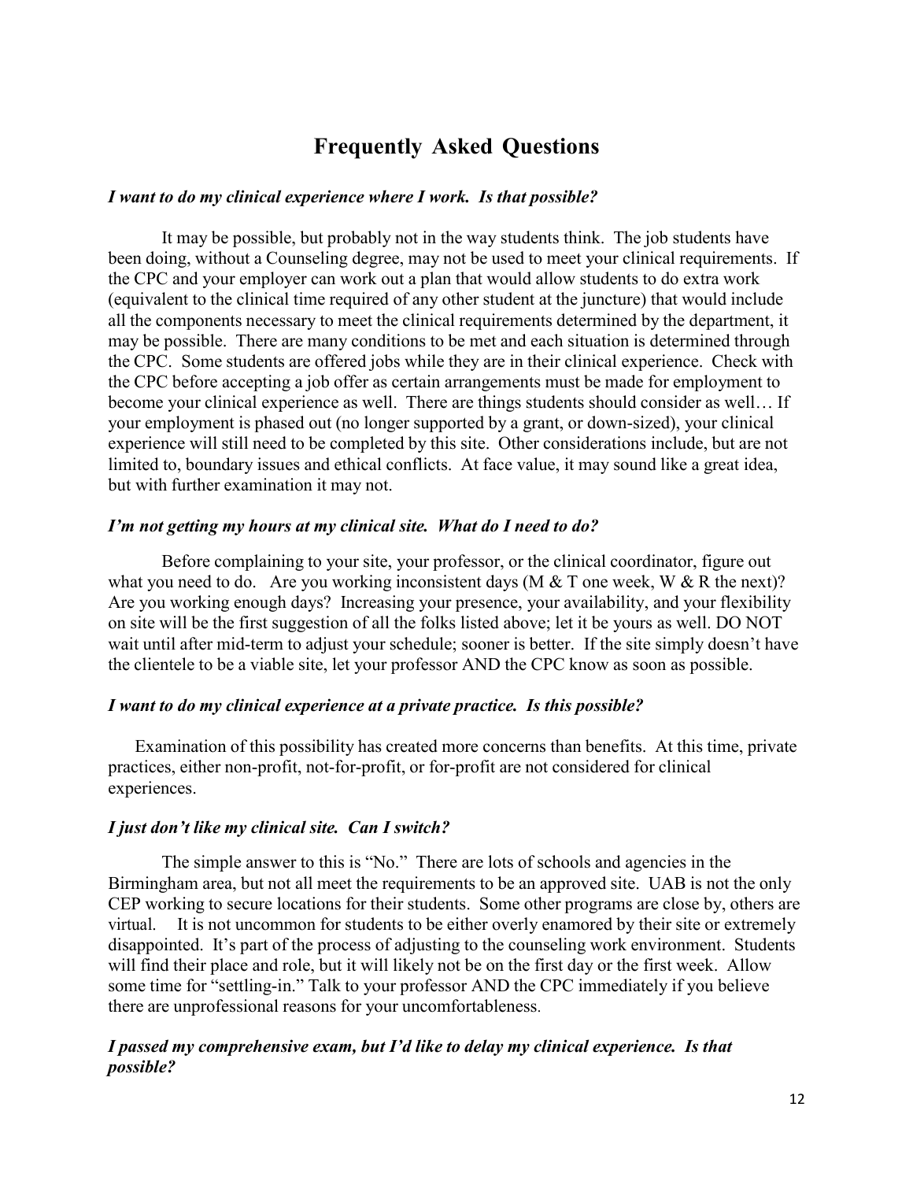## Frequently Asked Questions

***I want to do my clinical experience where I work. Is that possible?***

It may be possible, but probably not in the way students think. The job students have been doing, without a Counseling degree, may not be used to meet your clinical requirements. If the CPC and your employer can work out a plan that would allow students to do extra work (equivalent to the clinical time required of any other student at the juncture) that would include all the components necessary to meet the clinical requirements determined by the department, it may be possible. There are many conditions to be met and each situation is determined through the CPC. Some students are offered jobs while they are in their clinical experience. Check with the CPC before accepting a job offer as certain arrangements must be made for employment to become your clinical experience as well. There are things students should consider as well… If your employment is phased out (no longer supported by a grant, or down-sized), your clinical experience will still need to be completed by this site. Other considerations include, but are not limited to, boundary issues and ethical conflicts. At face value, it may sound like a great idea, but with further examination it may not.

***I'm not getting my hours at my clinical site. What do I need to do?***

Before complaining to your site, your professor, or the clinical coordinator, figure out what you need to do. Are you working inconsistent days (M & T one week, W & R the next)? Are you working enough days? Increasing your presence, your availability, and your flexibility on site will be the first suggestion of all the folks listed above; let it be yours as well. DO NOT wait until after mid-term to adjust your schedule; sooner is better. If the site simply doesn't have the clientele to be a viable site, let your professor AND the CPC know as soon as possible.

***I want to do my clinical experience at a private practice. Is this possible?***

Examination of this possibility has created more concerns than benefits. At this time, private practices, either non-profit, not-for-profit, or for-profit are not considered for clinical experiences.

***I just don't like my clinical site. Can I switch?***

The simple answer to this is "No." There are lots of schools and agencies in the Birmingham area, but not all meet the requirements to be an approved site. UAB is not the only CEP working to secure locations for their students. Some other programs are close by, others are virtual. It is not uncommon for students to be either overly enamored by their site or extremely disappointed. It's part of the process of adjusting to the counseling work environment. Students will find their place and role, but it will likely not be on the first day or the first week. Allow some time for "settling-in." Talk to your professor AND the CPC immediately if you believe there are unprofessional reasons for your uncomfortableness.

***I passed my comprehensive exam, but I'd like to delay my clinical experience. Is that possible?***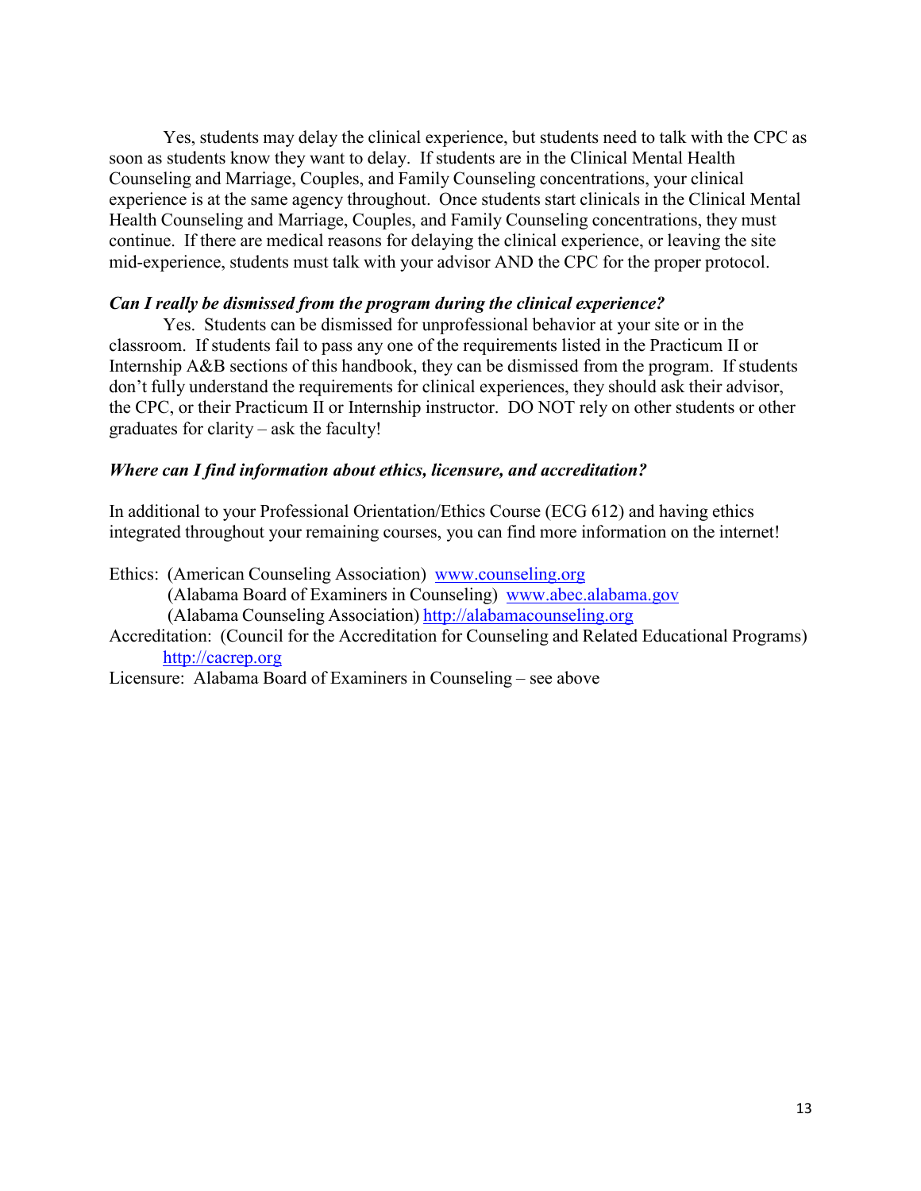Yes, students may delay the clinical experience, but students need to talk with the CPC as soon as students know they want to delay. If students are in the Clinical Mental Health Counseling and Marriage, Couples, and Family Counseling concentrations, your clinical experience is at the same agency throughout. Once students start clinicals in the Clinical Mental Health Counseling and Marriage, Couples, and Family Counseling concentrations, they must continue. If there are medical reasons for delaying the clinical experience, or leaving the site mid-experience, students must talk with your advisor AND the CPC for the proper protocol.

***Can I really be dismissed from the program during the clinical experience?***

Yes. Students can be dismissed for unprofessional behavior at your site or in the classroom. If students fail to pass any one of the requirements listed in the Practicum II or Internship A&B sections of this handbook, they can be dismissed from the program. If students don't fully understand the requirements for clinical experiences, they should ask their advisor, the CPC, or their Practicum II or Internship instructor. DO NOT rely on other students or other graduates for clarity – ask the faculty!

***Where can I find information about ethics, licensure, and accreditation?***

In additional to your Professional Orientation/Ethics Course (ECG 612) and having ethics integrated throughout your remaining courses, you can find more information on the internet!

Ethics: (American Counseling Association) www.counseling.org
(Alabama Board of Examiners in Counseling) www.abec.alabama.gov
(Alabama Counseling Association) http://alabamacounseling.org
Accreditation: (Council for the Accreditation for Counseling and Related Educational Programs) http://cacrep.org
Licensure: Alabama Board of Examiners in Counseling – see above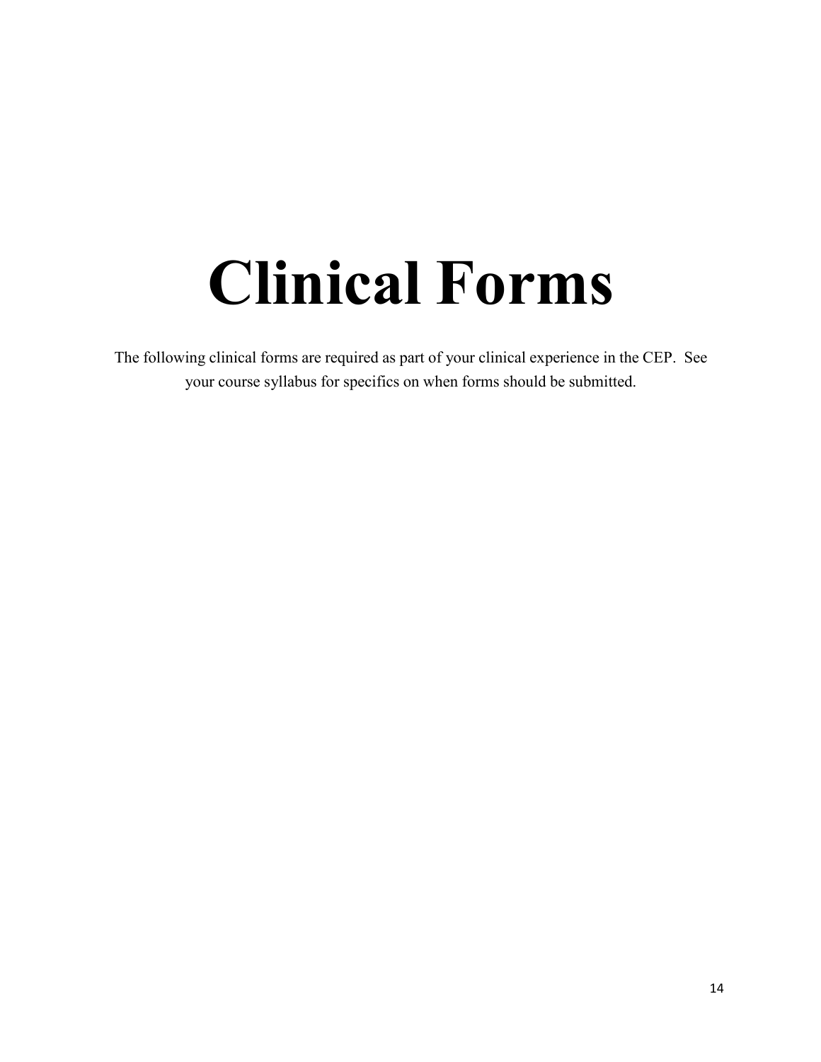# Clinical Forms

The following clinical forms are required as part of your clinical experience in the CEP. See your course syllabus for specifics on when forms should be submitted.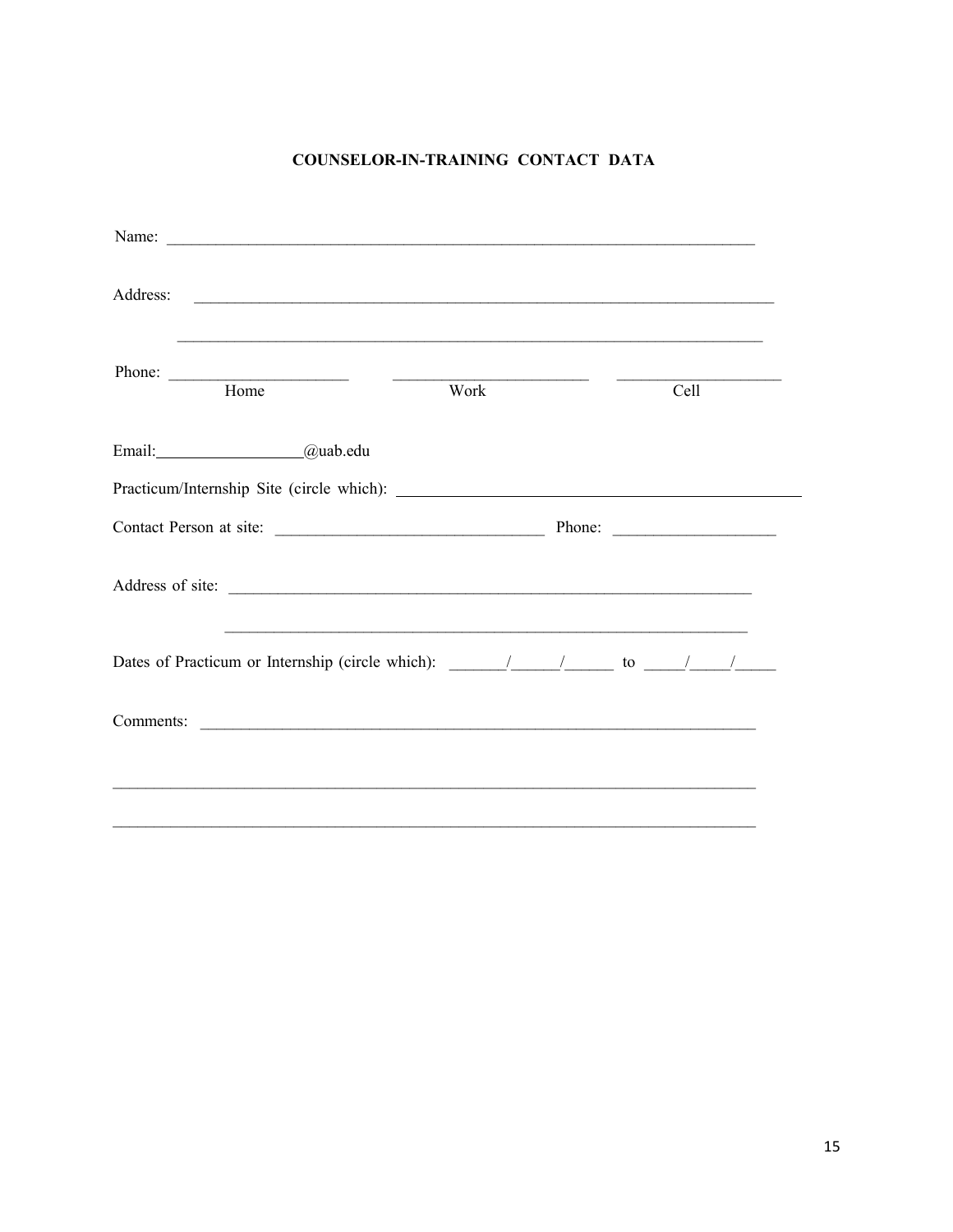**COUNSELOR-IN-TRAINING CONTACT DATA**

Name: ___________________________________________________________________________

Address: ___________________________________________________________________________

___________________________________________________________________________

Phone: ______________________ ________________________ ____________________

Home Work Cell

Email:__________________@uab.edu

Practicum/Internship Site (circle which): __________________________________________________

Contact Person at site: ________________________________ Phone: ____________________

Address of site: _________________________________________________________________

_________________________________________________________________

Dates of Practicum or Internship (circle which): _______/______/______ to _____/_____/_____

Comments: ___________________________________________________________________

___________________________________________________________________________

___________________________________________________________________________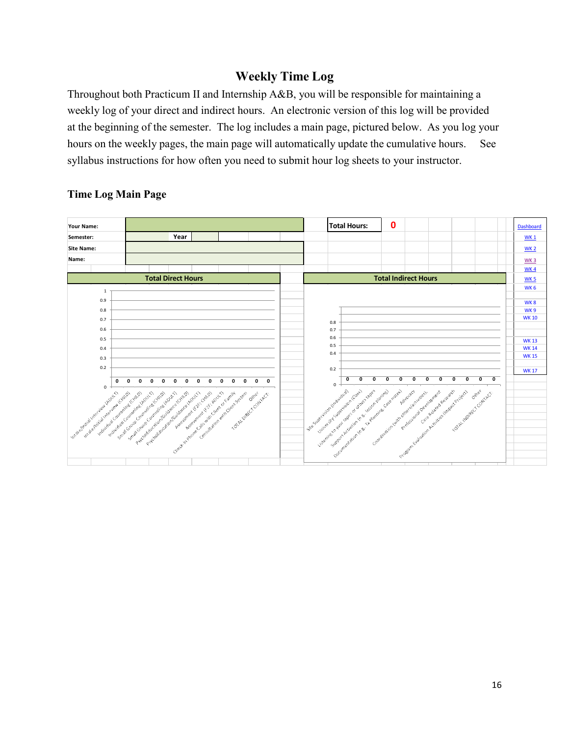## Weekly Time Log

Throughout both Practicum II and Internship A&B, you will be responsible for maintaining a weekly log of your direct and indirect hours. An electronic version of this log will be provided at the beginning of the semester. The log includes a main page, pictured below. As you log your hours on the weekly pages, the main page will automatically update the cumulative hours. See syllabus instructions for how often you need to submit hour log sheets to your instructor.

### Time Log Main Page

| | | | |
|---|---|---|---|
| Your Name: | | Total Hours: | 0 |
| Semester: | Year | | |
| Site Name: | | | |
| Name: | | | |

Links: Dashboard, WK 1, WK 2, WK 3, WK 4, WK 5, WK 6, WK 8, WK 9, WK 10, WK 13, WK 14, WK 15, WK 17

**Total Direct Hours**

| Category | Hours |
|---|---|
| Intake/Initial Interview (ADULT) | 0 |
| Intake/Initial Interview (CHILD) | 0 |
| Individual Counseling (CHILD) | 0 |
| Individual Counseling (ADULT) | 0 |
| Small Group Counseling (CHILD) | 0 |
| Small Group Counseling (ADULT) | 0 |
| Psychoeducation/Guidance (CHILD) | 0 |
| Psychoeducation/Guidance (ADULT) | 0 |
| Assessment (F2F: CHILD) | 0 |
| Assessment (F2F: ADULT) | 0 |
| Check In Phone Calls with Client or Family | 0 |
| Consultation with Client System | 0 |
| Other | 0 |
| TOTAL DIRECT CONTACT | 0 |

**Total Indirect Hours**

| Category | Hours |
|---|---|
| Site Supervision (Individual) | 0 |
| University Supervision (Class) | 0 |
| Listening to your tapes or others tapes | 0 |
| Support Activities (e.g., lesson planing) | 0 |
| Documentation (e.g., Tx Planning, Case notes) | 0 |
| Advocacy | 0 |
| Coordination (with others/activities) | 0 |
| Professional Development | 0 |
| Case Related Research | 0 |
| Program Evaluation Activities (Impact Project) | 0 |
| Other | 0 |
| TOTAL INDIRECT CONTACT | 0 |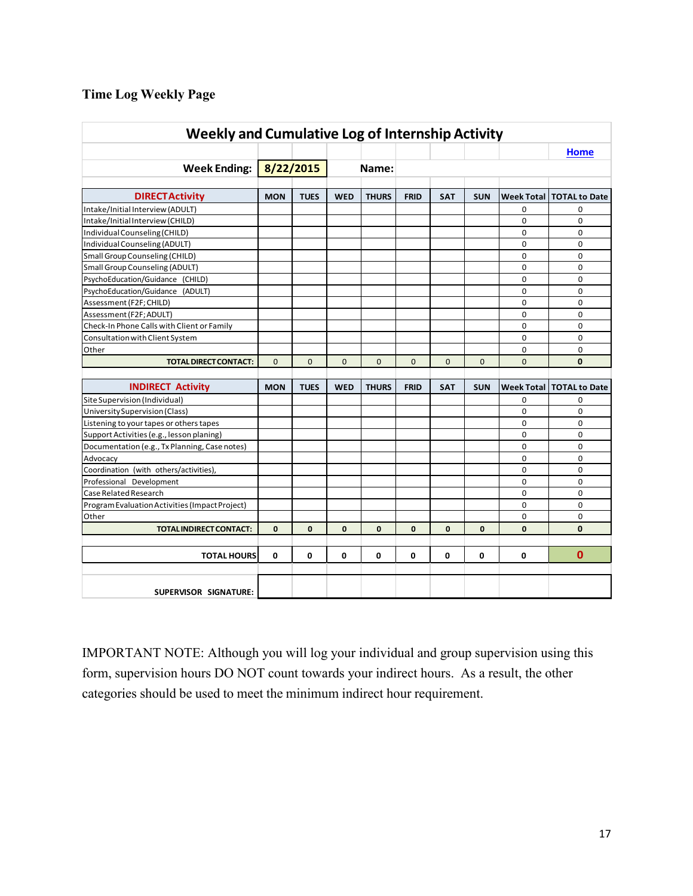## Time Log Weekly Page

| Weekly and Cumulative Log of Internship Activity | | | | | | | | | |
|---|---|---|---|---|---|---|---|---|---|
| | | | | | | | | | Home |
| Week Ending: | 8/22/2015 | | Name: | | | | | | |
| **DIRECT Activity** | **MON** | **TUES** | **WED** | **THURS** | **FRID** | **SAT** | **SUN** | **Week Total** | **TOTAL to Date** |
| Intake/Initial Interview (ADULT) | | | | | | | | 0 | 0 |
| Intake/Initial Interview (CHILD) | | | | | | | | 0 | 0 |
| Individual Counseling (CHILD) | | | | | | | | 0 | 0 |
| Individual Counseling (ADULT) | | | | | | | | 0 | 0 |
| Small Group Counseling (CHILD) | | | | | | | | 0 | 0 |
| Small Group Counseling (ADULT) | | | | | | | | 0 | 0 |
| PsychoEducation/Guidance (CHILD) | | | | | | | | 0 | 0 |
| PsychoEducation/Guidance (ADULT) | | | | | | | | 0 | 0 |
| Assessment (F2F; CHILD) | | | | | | | | 0 | 0 |
| Assessment (F2F; ADULT) | | | | | | | | 0 | 0 |
| Check-In Phone Calls with Client or Family | | | | | | | | 0 | 0 |
| Consultation with Client System | | | | | | | | 0 | 0 |
| Other | | | | | | | | 0 | 0 |
| **TOTAL DIRECT CONTACT:** | 0 | 0 | 0 | 0 | 0 | 0 | 0 | 0 | **0** |
| | | | | | | | | | |
| **INDIRECT Activity** | **MON** | **TUES** | **WED** | **THURS** | **FRID** | **SAT** | **SUN** | **Week Total** | **TOTAL to Date** |
| Site Supervision (Individual) | | | | | | | | 0 | 0 |
| University Supervision (Class) | | | | | | | | 0 | 0 |
| Listening to your tapes or others tapes | | | | | | | | 0 | 0 |
| Support Activities (e.g., lesson planing) | | | | | | | | 0 | 0 |
| Documentation (e.g., Tx Planning, Case notes) | | | | | | | | 0 | 0 |
| Advocacy | | | | | | | | 0 | 0 |
| Coordination (with others/activities), | | | | | | | | 0 | 0 |
| Professional Development | | | | | | | | 0 | 0 |
| Case Related Research | | | | | | | | 0 | 0 |
| Program Evaluation Activities (Impact Project) | | | | | | | | 0 | 0 |
| Other | | | | | | | | 0 | 0 |
| **TOTAL INDIRECT CONTACT:** | **0** | **0** | **0** | **0** | **0** | **0** | **0** | **0** | **0** |
| | | | | | | | | | |
| **TOTAL HOURS** | **0** | **0** | **0** | **0** | **0** | **0** | **0** | **0** | **0** |
| | | | | | | | | | |
| **SUPERVISOR SIGNATURE:** | | | | | | | | | |

IMPORTANT NOTE: Although you will log your individual and group supervision using this form, supervision hours DO NOT count towards your indirect hours. As a result, the other categories should be used to meet the minimum indirect hour requirement.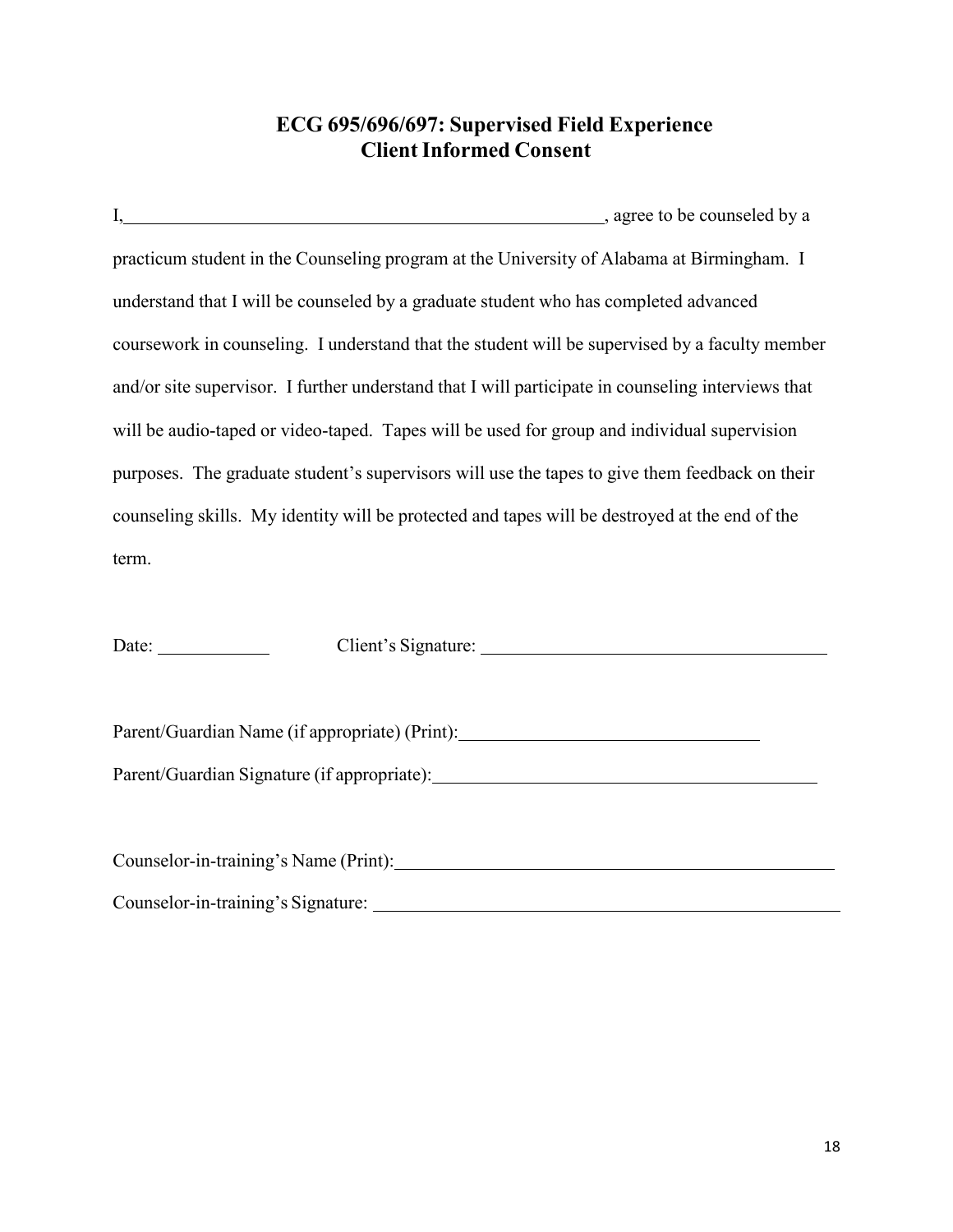# ECG 695/696/697: Supervised Field Experience
## Client Informed Consent

I,\_\_\_\_\_\_\_\_\_\_\_\_\_\_\_\_\_\_\_\_\_\_\_\_\_\_\_\_\_\_\_\_\_\_\_\_\_\_\_\_\_\_\_\_\_\_\_\_, agree to be counseled by a practicum student in the Counseling program at the University of Alabama at Birmingham. I understand that I will be counseled by a graduate student who has completed advanced coursework in counseling. I understand that the student will be supervised by a faculty member and/or site supervisor. I further understand that I will participate in counseling interviews that will be audio-taped or video-taped. Tapes will be used for group and individual supervision purposes. The graduate student's supervisors will use the tapes to give them feedback on their counseling skills. My identity will be protected and tapes will be destroyed at the end of the term.

Date: \_\_\_\_\_\_\_\_\_\_\_\_ Client's Signature: \_\_\_\_\_\_\_\_\_\_\_\_\_\_\_\_\_\_\_\_\_\_\_\_\_\_\_\_\_\_\_\_\_\_\_\_\_\_

Parent/Guardian Name (if appropriate) (Print):\_\_\_\_\_\_\_\_\_\_\_\_\_\_\_\_\_\_\_\_\_\_\_\_\_\_\_\_\_\_\_\_\_\_

Parent/Guardian Signature (if appropriate):\_\_\_\_\_\_\_\_\_\_\_\_\_\_\_\_\_\_\_\_\_\_\_\_\_\_\_\_\_\_\_\_\_\_\_\_\_\_\_\_\_\_

Counselor-in-training's Name (Print):\_\_\_\_\_\_\_\_\_\_\_\_\_\_\_\_\_\_\_\_\_\_\_\_\_\_\_\_\_\_\_\_\_\_\_\_\_\_\_\_\_\_\_\_\_\_\_\_

Counselor-in-training's Signature: \_\_\_\_\_\_\_\_\_\_\_\_\_\_\_\_\_\_\_\_\_\_\_\_\_\_\_\_\_\_\_\_\_\_\_\_\_\_\_\_\_\_\_\_\_\_\_\_\_\_\_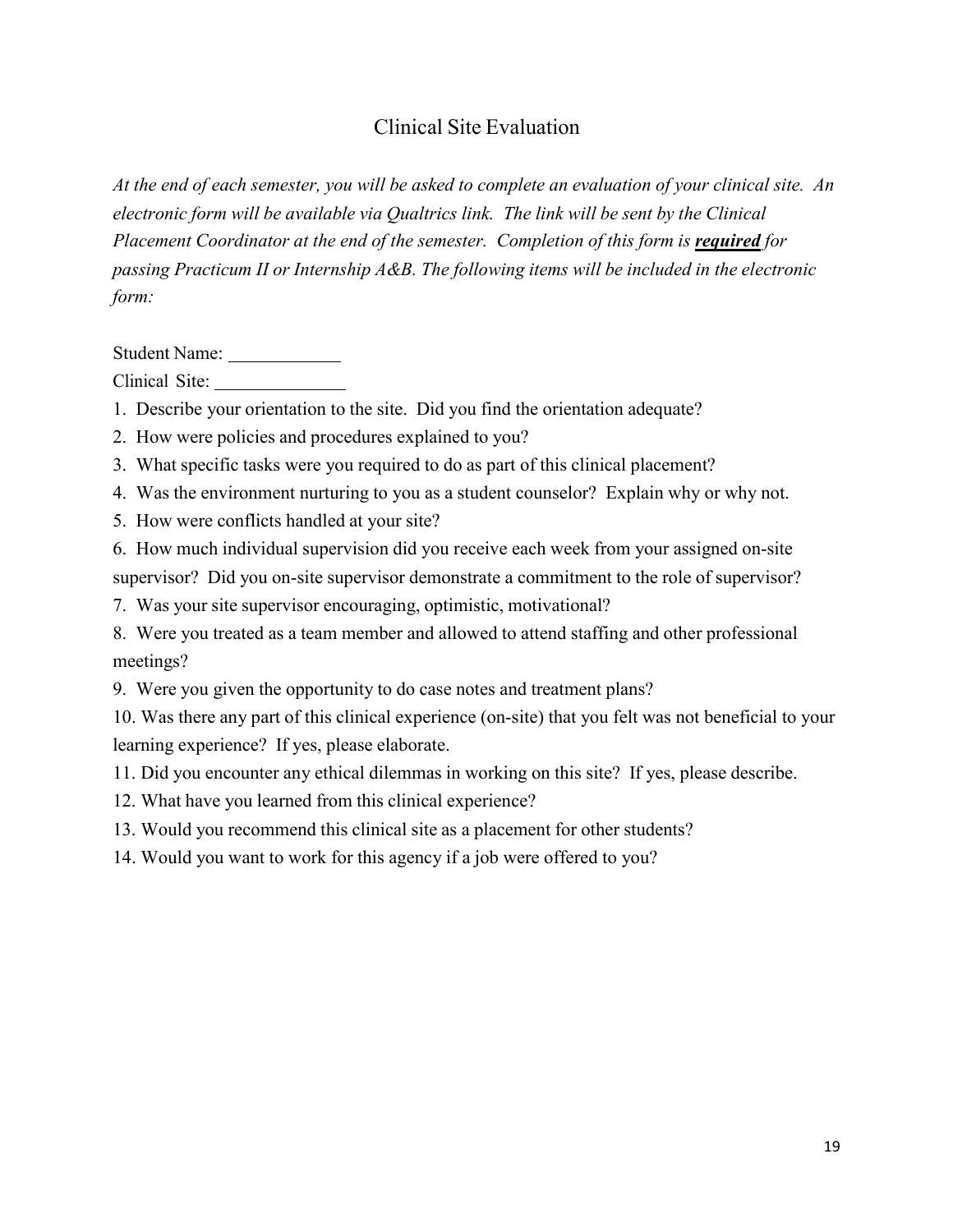# Clinical Site Evaluation

*At the end of each semester, you will be asked to complete an evaluation of your clinical site. An electronic form will be available via Qualtrics link. The link will be sent by the Clinical Placement Coordinator at the end of the semester. Completion of this form is* ***<u>required</u>*** *for passing Practicum II or Internship A&B. The following items will be included in the electronic form:*

Student Name: ____________

Clinical Site: ______________

1. Describe your orientation to the site. Did you find the orientation adequate?
2. How were policies and procedures explained to you?
3. What specific tasks were you required to do as part of this clinical placement?
4. Was the environment nurturing to you as a student counselor? Explain why or why not.
5. How were conflicts handled at your site?
6. How much individual supervision did you receive each week from your assigned on-site supervisor? Did you on-site supervisor demonstrate a commitment to the role of supervisor?
7. Was your site supervisor encouraging, optimistic, motivational?
8. Were you treated as a team member and allowed to attend staffing and other professional meetings?
9. Were you given the opportunity to do case notes and treatment plans?
10. Was there any part of this clinical experience (on-site) that you felt was not beneficial to your learning experience? If yes, please elaborate.
11. Did you encounter any ethical dilemmas in working on this site? If yes, please describe.
12. What have you learned from this clinical experience?
13. Would you recommend this clinical site as a placement for other students?
14. Would you want to work for this agency if a job were offered to you?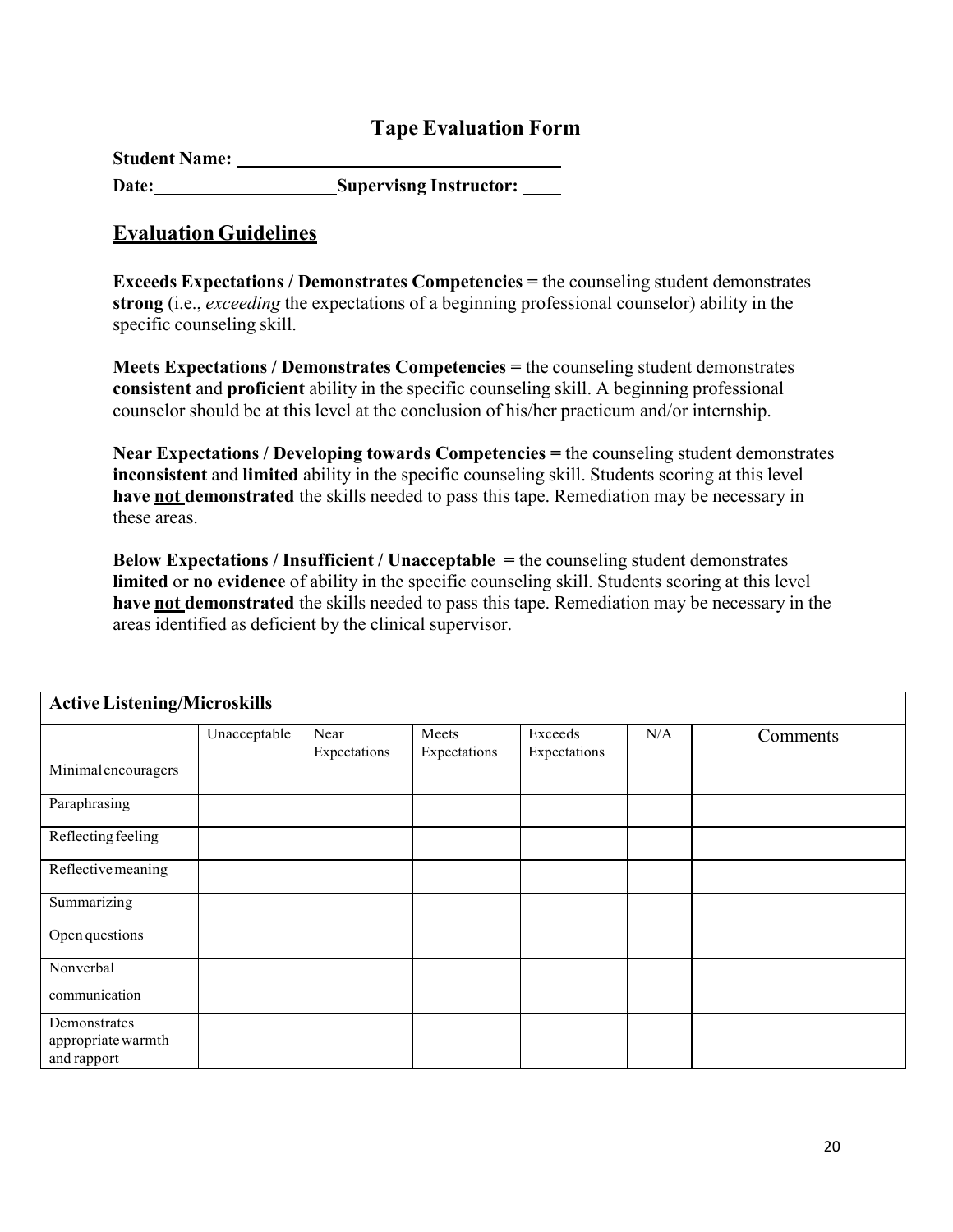## Tape Evaluation Form

**Student Name:** ______________________

**Date:** ______________ **Supervisng Instructor:** ____

## Evaluation Guidelines

**Exceeds Expectations / Demonstrates Competencies =** the counseling student demonstrates **strong** (i.e., *exceeding* the expectations of a beginning professional counselor) ability in the specific counseling skill.

**Meets Expectations / Demonstrates Competencies =** the counseling student demonstrates **consistent** and **proficient** ability in the specific counseling skill. A beginning professional counselor should be at this level at the conclusion of his/her practicum and/or internship.

**Near Expectations / Developing towards Competencies =** the counseling student demonstrates **inconsistent** and **limited** ability in the specific counseling skill. Students scoring at this level **have not demonstrated** the skills needed to pass this tape. Remediation may be necessary in these areas.

**Below Expectations / Insufficient / Unacceptable =** the counseling student demonstrates **limited** or **no evidence** of ability in the specific counseling skill. Students scoring at this level **have not demonstrated** the skills needed to pass this tape. Remediation may be necessary in the areas identified as deficient by the clinical supervisor.

| **Active Listening/Microskills** | | | | | | |
|---|---|---|---|---|---|---|
| | Unacceptable | Near Expectations | Meets Expectations | Exceeds Expectations | N/A | Comments |
| Minimal encouragers | | | | | | |
| Paraphrasing | | | | | | |
| Reflecting feeling | | | | | | |
| Reflective meaning | | | | | | |
| Summarizing | | | | | | |
| Open questions | | | | | | |
| Nonverbal communication | | | | | | |
| Demonstrates appropriate warmth and rapport | | | | | | |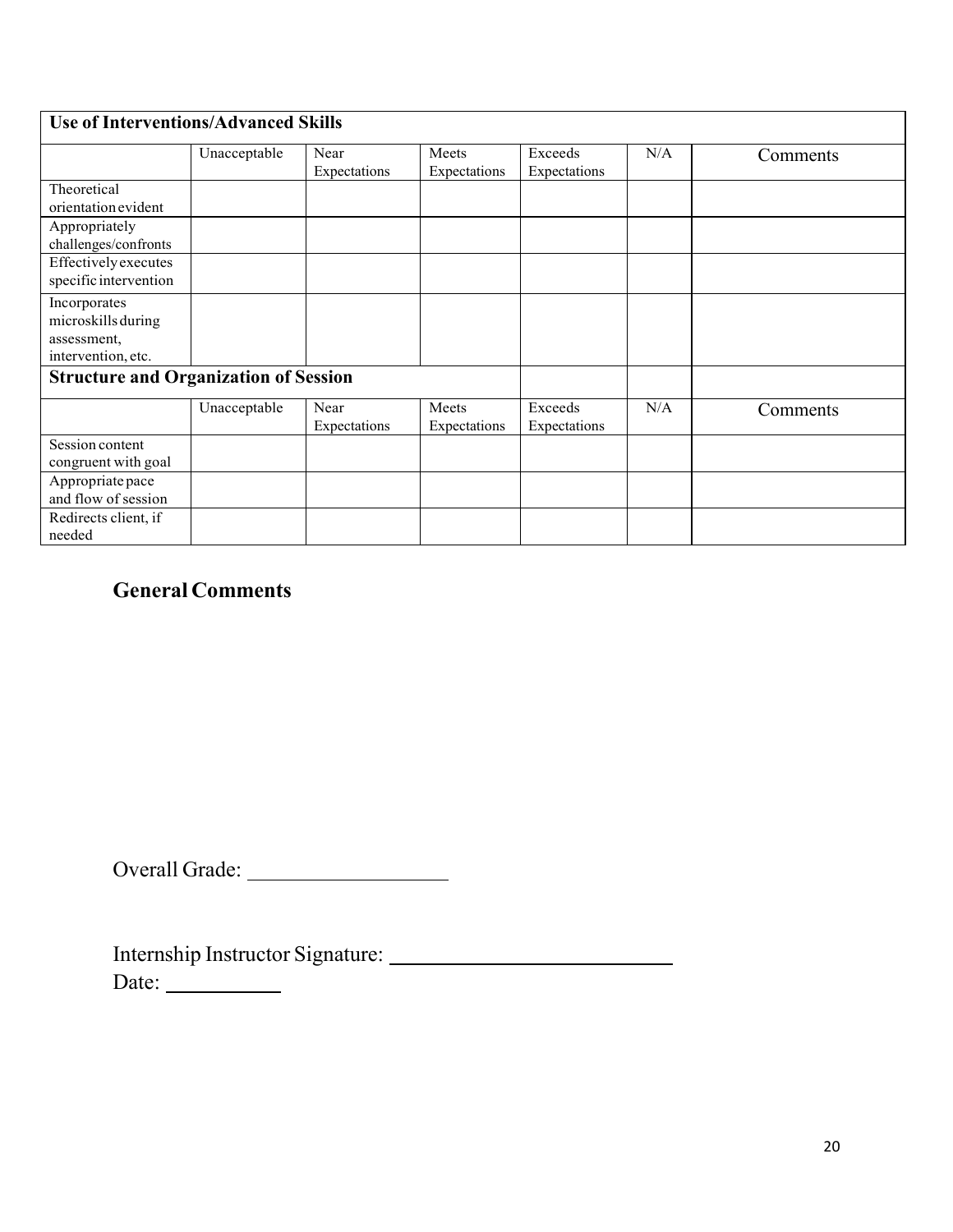| Use of Interventions/Advanced Skills | | | | | | |
|---|---|---|---|---|---|---|
| | Unacceptable | Near Expectations | Meets Expectations | Exceeds Expectations | N/A | Comments |
| Theoretical orientation evident | | | | | | |
| Appropriately challenges/confronts | | | | | | |
| Effectively executes specific intervention | | | | | | |
| Incorporates microskills during assessment, intervention, etc. | | | | | | |
| **Structure and Organization of Session** | | | | | | |
| | Unacceptable | Near Expectations | Meets Expectations | Exceeds Expectations | N/A | Comments |
| Session content congruent with goal | | | | | | |
| Appropriate pace and flow of session | | | | | | |
| Redirects client, if needed | | | | | | |

## General Comments

Overall Grade: ___________________

Internship Instructor Signature: ___________________________
Date: ___________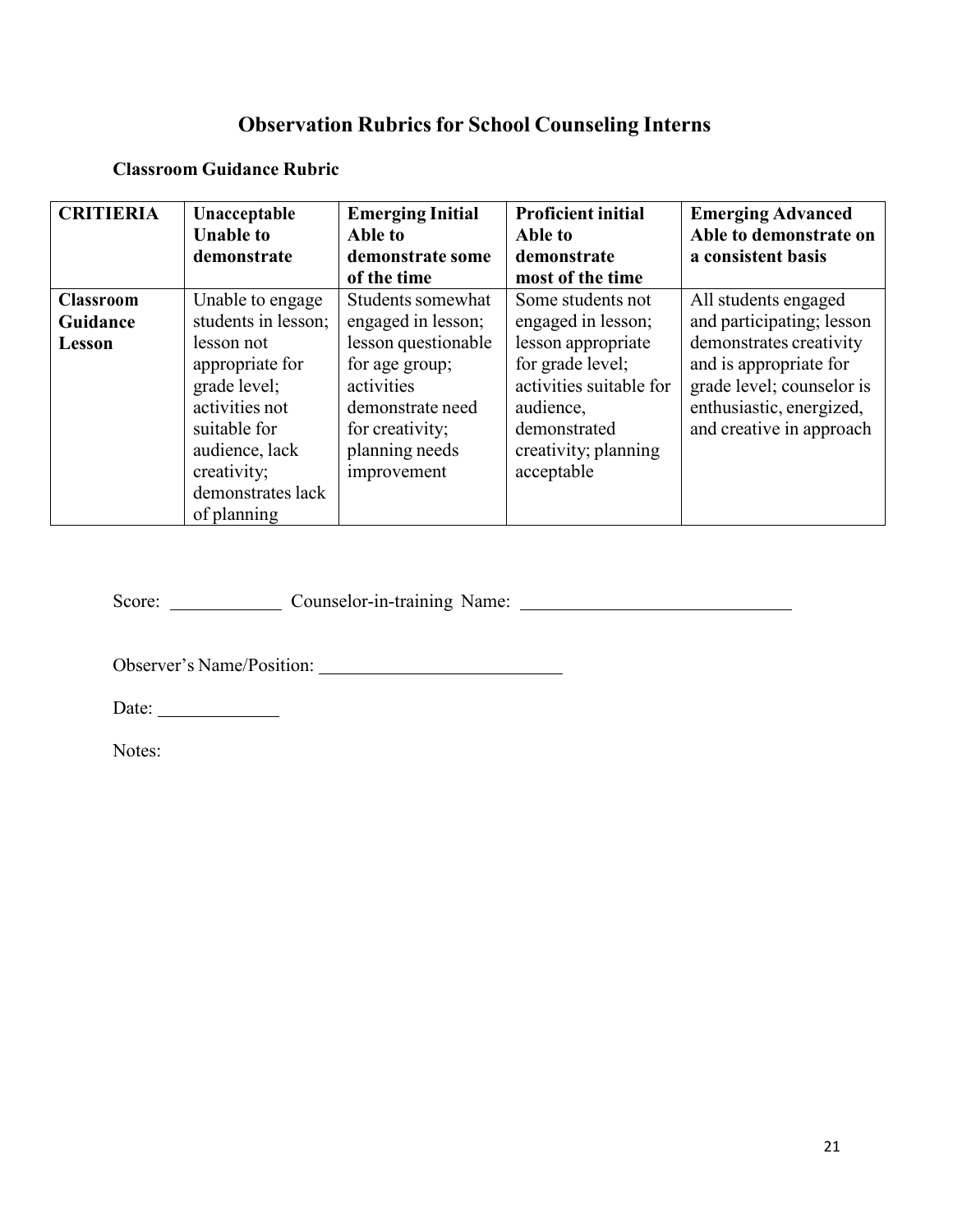# Observation Rubrics for School Counseling Interns

## Classroom Guidance Rubric

| CRITIERIA | Unacceptable Unable to demonstrate | Emerging Initial Able to demonstrate some of the time | Proficient initial Able to demonstrate most of the time | Emerging Advanced Able to demonstrate on a consistent basis |
|---|---|---|---|---|
| **Classroom Guidance Lesson** | Unable to engage students in lesson; lesson not appropriate for grade level; activities not suitable for audience, lack creativity; demonstrates lack of planning | Students somewhat engaged in lesson; lesson questionable for age group; activities demonstrate need for creativity; planning needs improvement | Some students not engaged in lesson; lesson appropriate for grade level; activities suitable for audience, demonstrated creativity; planning acceptable | All students engaged and participating; lesson demonstrates creativity and is appropriate for grade level; counselor is enthusiastic, energized, and creative in approach |

Score: ____________ Counselor-in-training Name: ______________________________

Observer's Name/Position: __________________________

Date: _____________

Notes: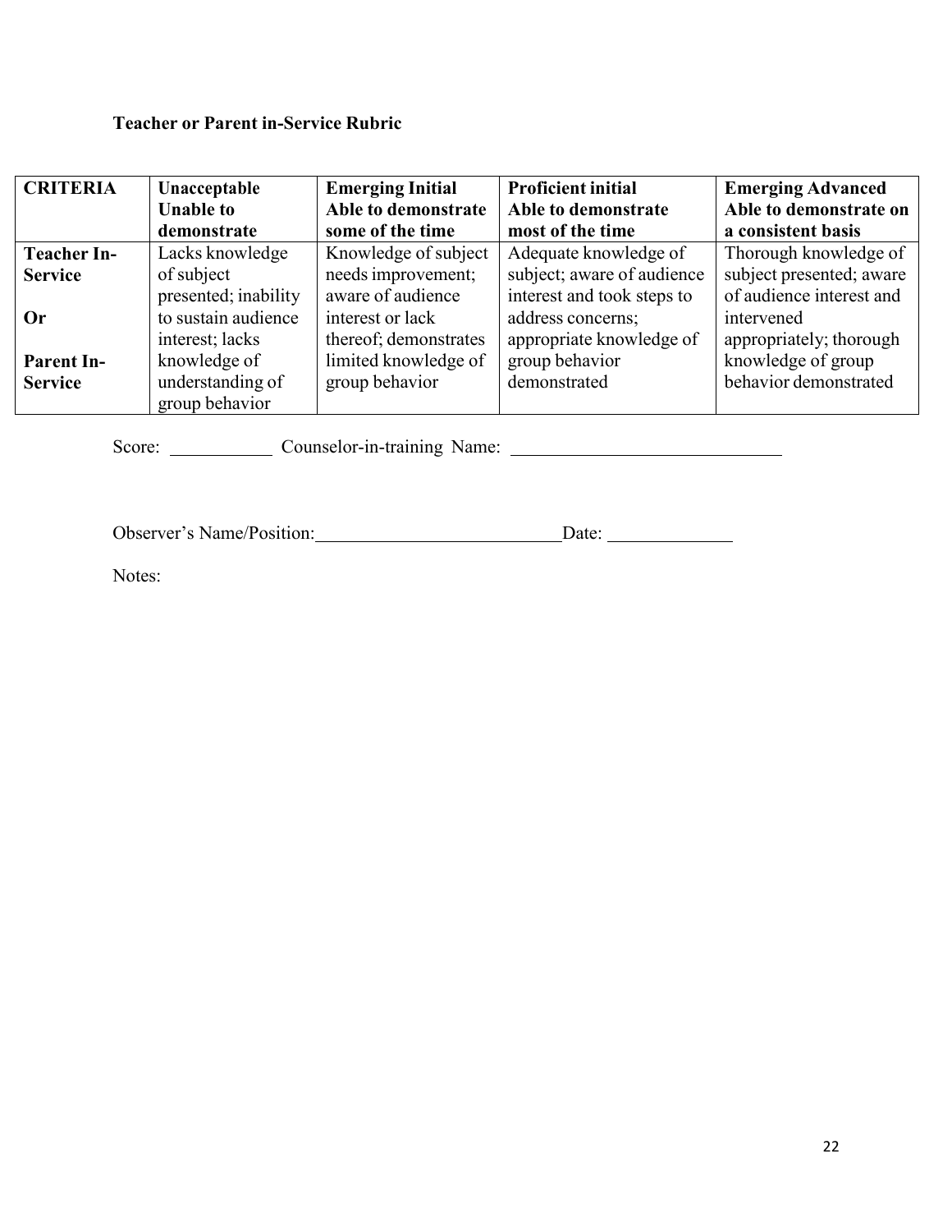**Teacher or Parent in-Service Rubric**

| CRITERIA | Unacceptable<br>Unable to demonstrate | Emerging Initial<br>Able to demonstrate some of the time | Proficient initial<br>Able to demonstrate most of the time | Emerging Advanced<br>Able to demonstrate on a consistent basis |
|---|---|---|---|---|
| **Teacher In-Service**<br><br>**Or**<br><br>**Parent In-Service** | Lacks knowledge of subject presented; inability to sustain audience interest; lacks knowledge of understanding of group behavior | Knowledge of subject needs improvement; aware of audience interest or lack thereof; demonstrates limited knowledge of group behavior | Adequate knowledge of subject; aware of audience interest and took steps to address concerns; appropriate knowledge of group behavior demonstrated | Thorough knowledge of subject presented; aware of audience interest and intervened appropriately; thorough knowledge of group behavior demonstrated |

Score: ___________ Counselor-in-training Name: ______________________________

Observer's Name/Position:___________________________Date: _____________

Notes: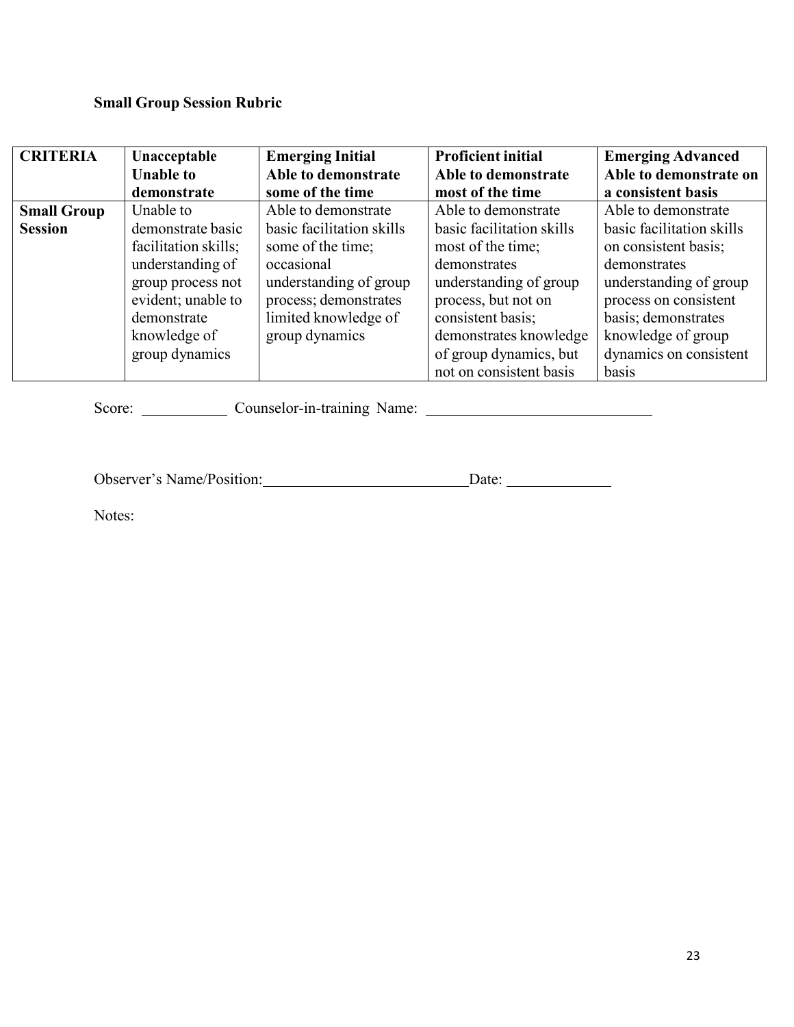**Small Group Session Rubric**

| CRITERIA | Unacceptable<br>Unable to demonstrate | Emerging Initial<br>Able to demonstrate some of the time | Proficient initial<br>Able to demonstrate most of the time | Emerging Advanced<br>Able to demonstrate on a consistent basis |
|---|---|---|---|---|
| **Small Group Session** | Unable to demonstrate basic facilitation skills; understanding of group process not evident; unable to demonstrate knowledge of group dynamics | Able to demonstrate basic facilitation skills some of the time; occasional understanding of group process; demonstrates limited knowledge of group dynamics | Able to demonstrate basic facilitation skills most of the time; demonstrates understanding of group process, but not on consistent basis; demonstrates knowledge of group dynamics, but not on consistent basis | Able to demonstrate basic facilitation skills on consistent basis; demonstrates understanding of group process on consistent basis; demonstrates knowledge of group dynamics on consistent basis |

Score: ____________ Counselor-in-training Name: ______________________________

Observer's Name/Position:___________________________Date: ______________

Notes: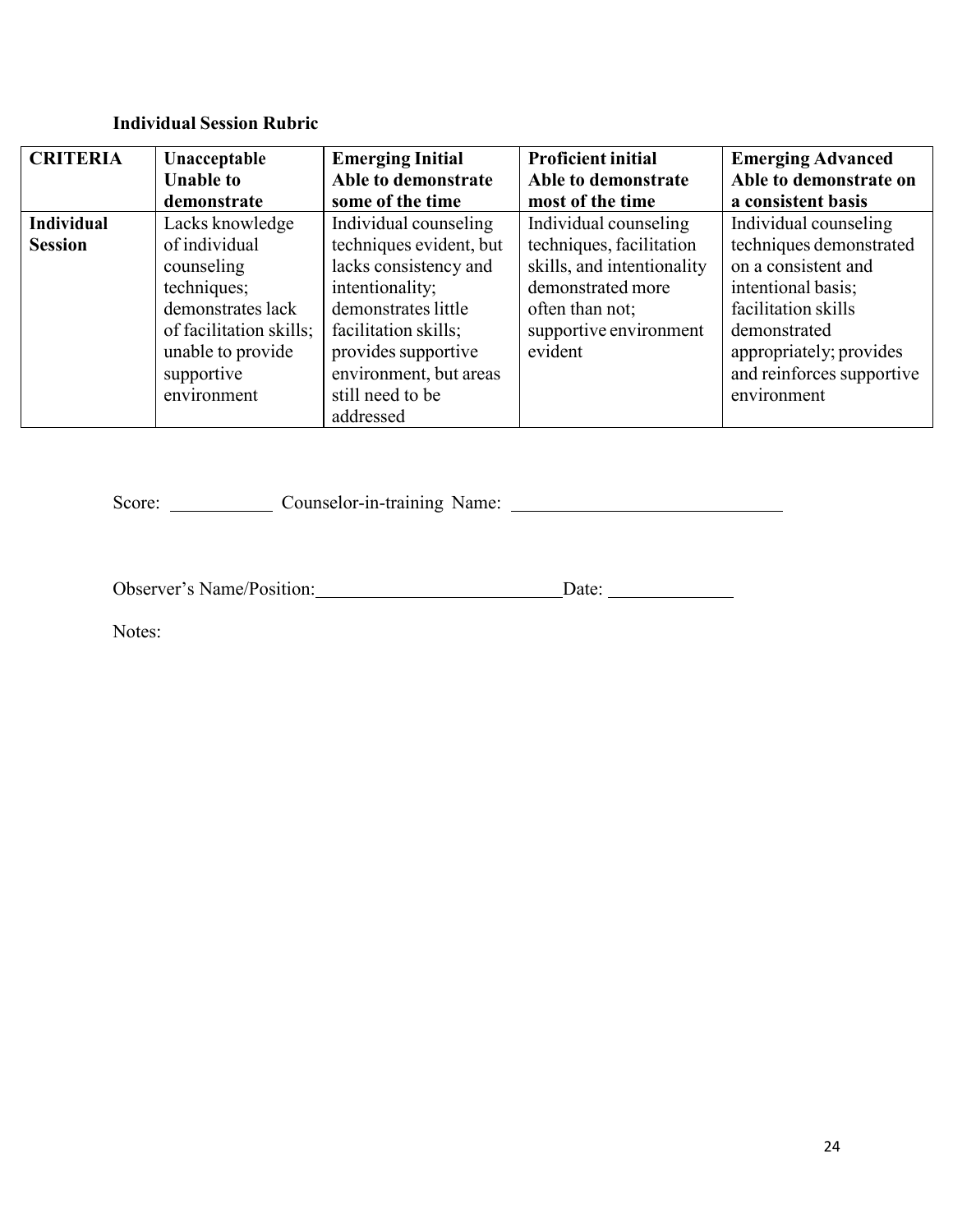**Individual Session Rubric**

| CRITERIA | Unacceptable<br>Unable to demonstrate | Emerging Initial<br>Able to demonstrate some of the time | Proficient initial<br>Able to demonstrate most of the time | Emerging Advanced<br>Able to demonstrate on a consistent basis |
|---|---|---|---|---|
| **Individual Session** | Lacks knowledge of individual counseling techniques; demonstrates lack of facilitation skills; unable to provide supportive environment | Individual counseling techniques evident, but lacks consistency and intentionality; demonstrates little facilitation skills; provides supportive environment, but areas still need to be addressed | Individual counseling techniques, facilitation skills, and intentionality demonstrated more often than not; supportive environment evident | Individual counseling techniques demonstrated on a consistent and intentional basis; facilitation skills demonstrated appropriately; provides and reinforces supportive environment |

Score: ___________ Counselor-in-training Name: ______________________________

Observer's Name/Position:___________________________Date: _____________

Notes: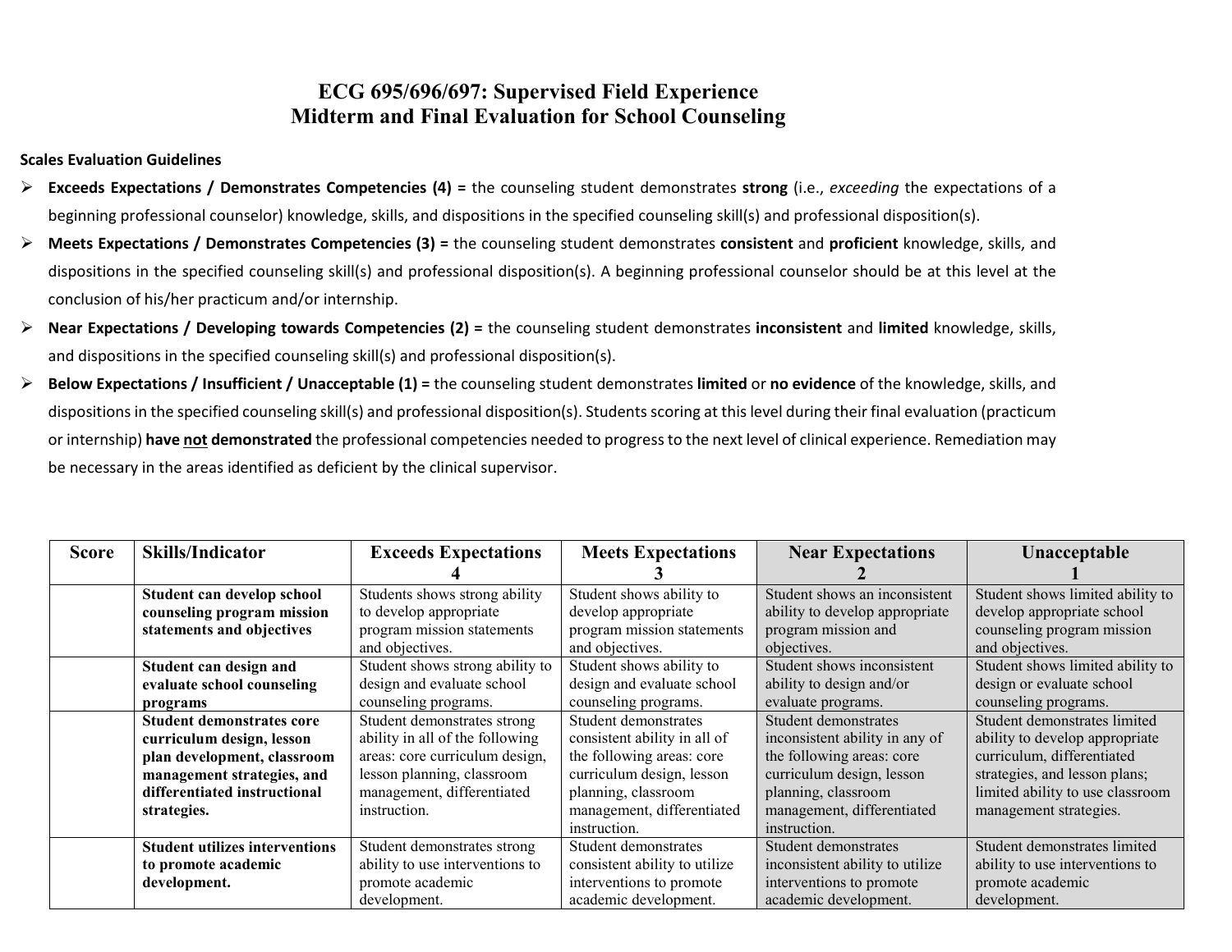# ECG 695/696/697: Supervised Field Experience
# Midterm and Final Evaluation for School Counseling

**Scales Evaluation Guidelines**

- **Exceeds Expectations / Demonstrates Competencies (4) =** the counseling student demonstrates **strong** (i.e., *exceeding* the expectations of a beginning professional counselor) knowledge, skills, and dispositions in the specified counseling skill(s) and professional disposition(s).
- **Meets Expectations / Demonstrates Competencies (3) =** the counseling student demonstrates **consistent** and **proficient** knowledge, skills, and dispositions in the specified counseling skill(s) and professional disposition(s). A beginning professional counselor should be at this level at the conclusion of his/her practicum and/or internship.
- **Near Expectations / Developing towards Competencies (2) =** the counseling student demonstrates **inconsistent** and **limited** knowledge, skills, and dispositions in the specified counseling skill(s) and professional disposition(s).
- **Below Expectations / Insufficient / Unacceptable (1) =** the counseling student demonstrates **limited** or **no evidence** of the knowledge, skills, and dispositions in the specified counseling skill(s) and professional disposition(s). Students scoring at this level during their final evaluation (practicum or internship) **have not demonstrated** the professional competencies needed to progress to the next level of clinical experience. Remediation may be necessary in the areas identified as deficient by the clinical supervisor.

| Score | Skills/Indicator | Exceeds Expectations 4 | Meets Expectations 3 | Near Expectations 2 | Unacceptable 1 |
|---|---|---|---|---|---|
| | **Student can develop school counseling program mission statements and objectives** | Students shows strong ability to develop appropriate program mission statements and objectives. | Student shows ability to develop appropriate program mission statements and objectives. | Student shows an inconsistent ability to develop appropriate program mission and objectives. | Student shows limited ability to develop appropriate school counseling program mission and objectives. |
| | **Student can design and evaluate school counseling programs** | Student shows strong ability to design and evaluate school counseling programs. | Student shows ability to design and evaluate school counseling programs. | Student shows inconsistent ability to design and/or evaluate programs. | Student shows limited ability to design or evaluate school counseling programs. |
| | **Student demonstrates core curriculum design, lesson plan development, classroom management strategies, and differentiated instructional strategies.** | Student demonstrates strong ability in all of the following areas: core curriculum design, lesson planning, classroom management, differentiated instruction. | Student demonstrates consistent ability in all of the following areas: core curriculum design, lesson planning, classroom management, differentiated instruction. | Student demonstrates inconsistent ability in any of the following areas: core curriculum design, lesson planning, classroom management, differentiated instruction. | Student demonstrates limited ability to develop appropriate curriculum, differentiated strategies, and lesson plans; limited ability to use classroom management strategies. |
| | **Student utilizes interventions to promote academic development.** | Student demonstrates strong ability to use interventions to promote academic development. | Student demonstrates consistent ability to utilize interventions to promote academic development. | Student demonstrates inconsistent ability to utilize interventions to promote academic development. | Student demonstrates limited ability to use interventions to promote academic development. |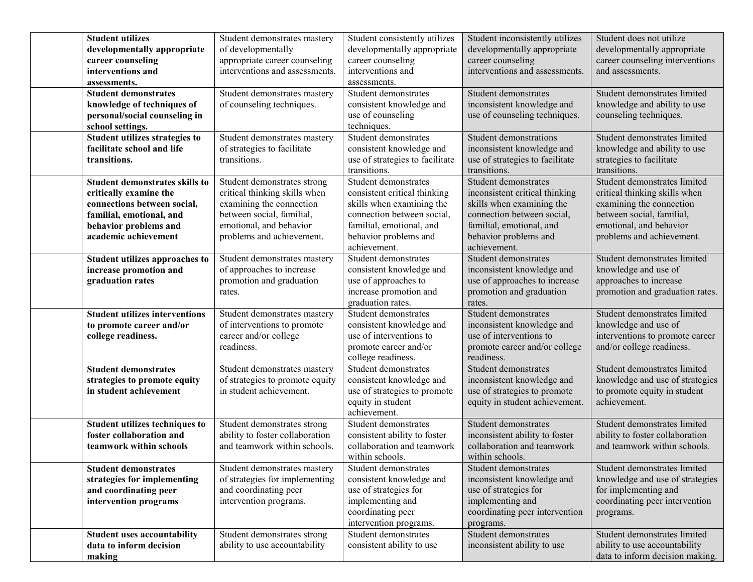| | | | | | |
|---|---|---|---|---|---|
| | **Student utilizes developmentally appropriate career counseling interventions and assessments.** | Student demonstrates mastery of developmentally appropriate career counseling interventions and assessments. | Student consistently utilizes developmentally appropriate career counseling interventions and assessments. | Student inconsistently utilizes developmentally appropriate career counseling interventions and assessments. | Student does not utilize developmentally appropriate career counseling interventions and assessments. |
| | **Student demonstrates knowledge of techniques of personal/social counseling in school settings.** | Student demonstrates mastery of counseling techniques. | Student demonstrates consistent knowledge and use of counseling techniques. | Student demonstrates inconsistent knowledge and use of counseling techniques. | Student demonstrates limited knowledge and ability to use counseling techniques. |
| | **Student utilizes strategies to facilitate school and life transitions.** | Student demonstrates mastery of strategies to facilitate transitions. | Student demonstrates consistent knowledge and use of strategies to facilitate transitions. | Student demonstrations inconsistent knowledge and use of strategies to facilitate transitions. | Student demonstrates limited knowledge and ability to use strategies to facilitate transitions. |
| | **Student demonstrates skills to critically examine the connections between social, familial, emotional, and behavior problems and academic achievement** | Student demonstrates strong critical thinking skills when examining the connection between social, familial, emotional, and behavior problems and achievement. | Student demonstrates consistent critical thinking skills when examining the connection between social, familial, emotional, and behavior problems and achievement. | Student demonstrates inconsistent critical thinking skills when examining the connection between social, familial, emotional, and behavior problems and achievement. | Student demonstrates limited critical thinking skills when examining the connection between social, familial, emotional, and behavior problems and achievement. |
| | **Student utilizes approaches to increase promotion and graduation rates** | Student demonstrates mastery of approaches to increase promotion and graduation rates. | Student demonstrates consistent knowledge and use of approaches to increase promotion and graduation rates. | Student demonstrates inconsistent knowledge and use of approaches to increase promotion and graduation rates. | Student demonstrates limited knowledge and use of approaches to increase promotion and graduation rates. |
| | **Student utilizes interventions to promote career and/or college readiness.** | Student demonstrates mastery of interventions to promote career and/or college readiness. | Student demonstrates consistent knowledge and use of interventions to promote career and/or college readiness. | Student demonstrates inconsistent knowledge and use of interventions to promote career and/or college readiness. | Student demonstrates limited knowledge and use of interventions to promote career and/or college readiness. |
| | **Student demonstrates strategies to promote equity in student achievement** | Student demonstrates mastery of strategies to promote equity in student achievement. | Student demonstrates consistent knowledge and use of strategies to promote equity in student achievement. | Student demonstrates inconsistent knowledge and use of strategies to promote equity in student achievement. | Student demonstrates limited knowledge and use of strategies to promote equity in student achievement. |
| | **Student utilizes techniques to foster collaboration and teamwork within schools** | Student demonstrates strong ability to foster collaboration and teamwork within schools. | Student demonstrates consistent ability to foster collaboration and teamwork within schools. | Student demonstrates inconsistent ability to foster collaboration and teamwork within schools. | Student demonstrates limited ability to foster collaboration and teamwork within schools. |
| | **Student demonstrates strategies for implementing and coordinating peer intervention programs** | Student demonstrates mastery of strategies for implementing and coordinating peer intervention programs. | Student demonstrates consistent knowledge and use of strategies for implementing and coordinating peer intervention programs. | Student demonstrates inconsistent knowledge and use of strategies for implementing and coordinating peer intervention programs. | Student demonstrates limited knowledge and use of strategies for implementing and coordinating peer intervention programs. |
| | **Student uses accountability data to inform decision making** | Student demonstrates strong ability to use accountability | Student demonstrates consistent ability to use | Student demonstrates inconsistent ability to use | Student demonstrates limited ability to use accountability data to inform decision making. |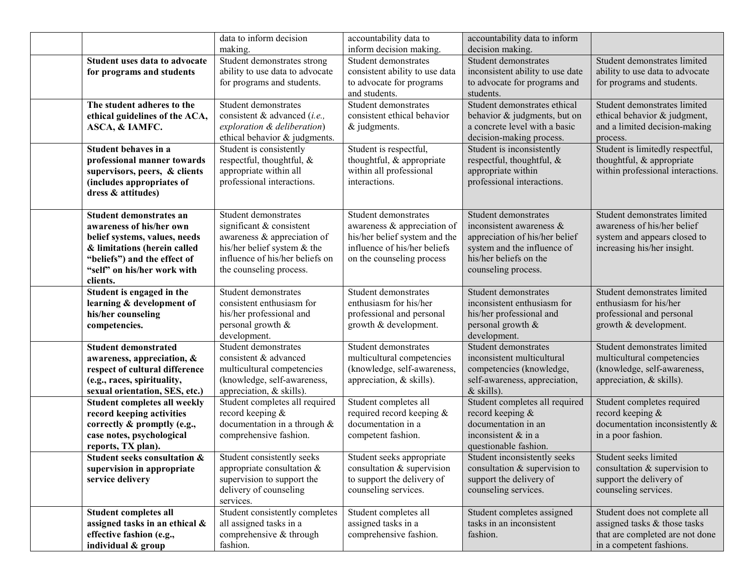| | | | | | |
|---|---|---|---|---|---|
| | | data to inform decision making. | accountability data to inform decision making. | accountability data to inform decision making. | |
| | **Student uses data to advocate for programs and students** | Student demonstrates strong ability to use data to advocate for programs and students. | Student demonstrates consistent ability to use data to advocate for programs and students. | Student demonstrates inconsistent ability to use date to advocate for programs and students. | Student demonstrates limited ability to use data to advocate for programs and students. |
| | **The student adheres to the ethical guidelines of the ACA, ASCA, & IAMFC.** | Student demonstrates consistent & advanced (*i.e., exploration & deliberation*) ethical behavior & judgments. | Student demonstrates consistent ethical behavior & judgments. | Student demonstrates ethical behavior & judgments, but on a concrete level with a basic decision-making process. | Student demonstrates limited ethical behavior & judgment, and a limited decision-making process. |
| | **Student behaves in a professional manner towards supervisors, peers, & clients (includes appropriates of dress & attitudes)** | Student is consistently respectful, thoughtful, & appropriate within all professional interactions. | Student is respectful, thoughtful, & appropriate within all professional interactions. | Student is inconsistently respectful, thoughtful, & appropriate within professional interactions. | Student is limitedly respectful, thoughtful, & appropriate within professional interactions. |
| | **Student demonstrates an awareness of his/her own belief systems, values, needs & limitations (herein called "beliefs") and the effect of "self" on his/her work with clients.** | Student demonstrates significant & consistent awareness & appreciation of his/her belief system & the influence of his/her beliefs on the counseling process. | Student demonstrates awareness & appreciation of his/her belief system and the influence of his/her beliefs on the counseling process | Student demonstrates inconsistent awareness & appreciation of his/her belief system and the influence of his/her beliefs on the counseling process. | Student demonstrates limited awareness of his/her belief system and appears closed to increasing his/her insight. |
| | **Student is engaged in the learning & development of his/her counseling competencies.** | Student demonstrates consistent enthusiasm for his/her professional and personal growth & development. | Student demonstrates enthusiasm for his/her professional and personal growth & development. | Student demonstrates inconsistent enthusiasm for his/her professional and personal growth & development. | Student demonstrates limited enthusiasm for his/her professional and personal growth & development. |
| | **Student demonstrated awareness, appreciation, & respect of cultural difference (e.g., races, spirituality, sexual orientation, SES, etc.)** | Student demonstrates consistent & advanced multicultural competencies (knowledge, self-awareness, appreciation, & skills). | Student demonstrates multicultural competencies (knowledge, self-awareness, appreciation, & skills). | Student demonstrates inconsistent multicultural competencies (knowledge, self-awareness, appreciation, & skills). | Student demonstrates limited multicultural competencies (knowledge, self-awareness, appreciation, & skills). |
| | **Student completes all weekly record keeping activities correctly & promptly (e.g., case notes, psychological reports, TX plan).** | Student completes all required record keeping & documentation in a through & comprehensive fashion. | Student completes all required record keeping & documentation in a competent fashion. | Student completes all required record keeping & documentation in an inconsistent & in a questionable fashion. | Student completes required record keeping & documentation inconsistently & in a poor fashion. |
| | **Student seeks consultation & supervision in appropriate service delivery** | Student consistently seeks appropriate consultation & supervision to support the delivery of counseling services. | Student seeks appropriate consultation & supervision to support the delivery of counseling services. | Student inconsistently seeks consultation & supervision to support the delivery of counseling services. | Student seeks limited consultation & supervision to support the delivery of counseling services. |
| | **Student completes all assigned tasks in an ethical & effective fashion (e.g., individual & group** | Student consistently completes all assigned tasks in a comprehensive & through fashion. | Student completes all assigned tasks in a comprehensive fashion. | Student completes assigned tasks in an inconsistent fashion. | Student does not complete all assigned tasks & those tasks that are completed are not done in a competent fashions. |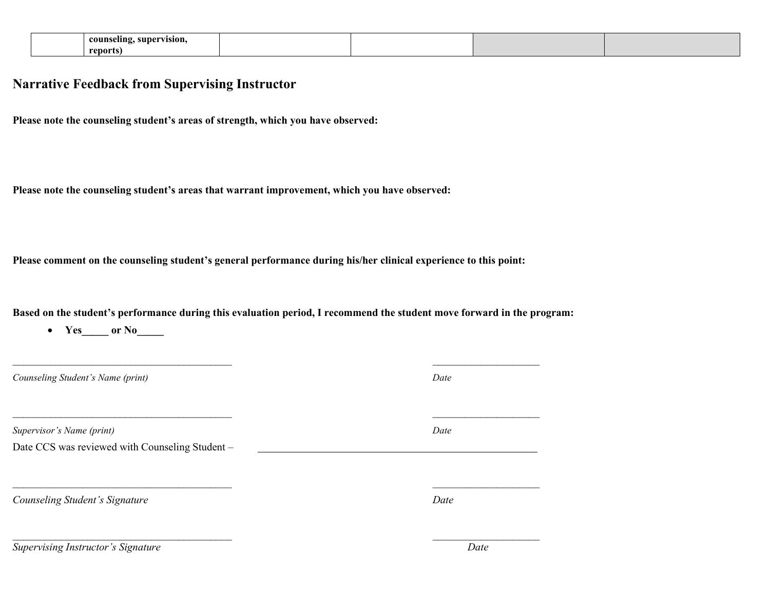| | **counseling, supervision, reports)** | | | | |
|---|---|---|---|---|---|

## Narrative Feedback from Supervising Instructor

**Please note the counseling student's areas of strength, which you have observed:**

**Please note the counseling student's areas that warrant improvement, which you have observed:**

**Please comment on the counseling student's general performance during his/her clinical experience to this point:**

**Based on the student's performance during this evaluation period, I recommend the student move forward in the program:**

- **Yes_____ or No_____**

___________________________________________ ____________________

*Counseling Student's Name (print)* *Date*

___________________________________________ ____________________

*Supervisor's Name (print)* *Date*

Date CCS was reviewed with Counseling Student – _______________________________________________________

___________________________________________ ____________________

*Counseling Student's Signature* *Date*

___________________________________________ ____________________

*Supervising Instructor's Signature* *Date*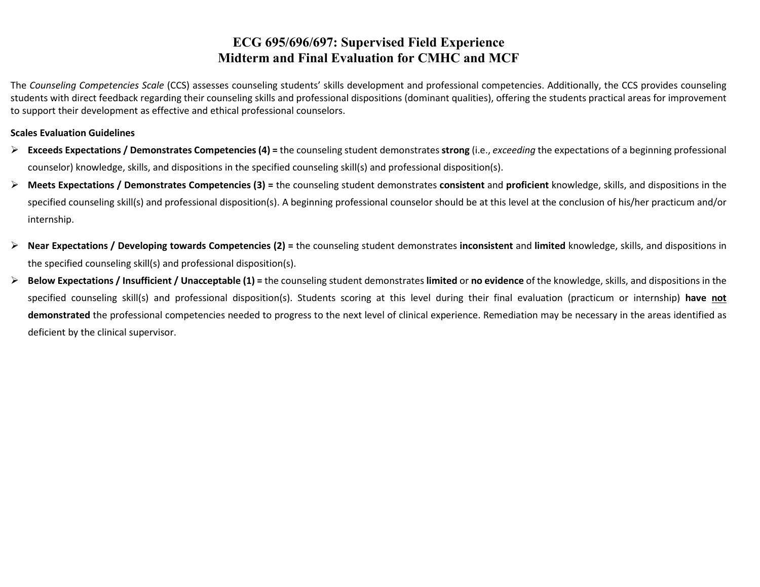# ECG 695/696/697: Supervised Field Experience
# Midterm and Final Evaluation for CMHC and MCF

The *Counseling Competencies Scale* (CCS) assesses counseling students' skills development and professional competencies. Additionally, the CCS provides counseling students with direct feedback regarding their counseling skills and professional dispositions (dominant qualities), offering the students practical areas for improvement to support their development as effective and ethical professional counselors.

**Scales Evaluation Guidelines**

- **Exceeds Expectations / Demonstrates Competencies (4) =** the counseling student demonstrates **strong** (i.e., *exceeding* the expectations of a beginning professional counselor) knowledge, skills, and dispositions in the specified counseling skill(s) and professional disposition(s).
- **Meets Expectations / Demonstrates Competencies (3) =** the counseling student demonstrates **consistent** and **proficient** knowledge, skills, and dispositions in the specified counseling skill(s) and professional disposition(s). A beginning professional counselor should be at this level at the conclusion of his/her practicum and/or internship.
- **Near Expectations / Developing towards Competencies (2) =** the counseling student demonstrates **inconsistent** and **limited** knowledge, skills, and dispositions in the specified counseling skill(s) and professional disposition(s).
- **Below Expectations / Insufficient / Unacceptable (1) =** the counseling student demonstrates **limited** or **no evidence** of the knowledge, skills, and dispositions in the specified counseling skill(s) and professional disposition(s). Students scoring at this level during their final evaluation (practicum or internship) **have <u>not</u> demonstrated** the professional competencies needed to progress to the next level of clinical experience. Remediation may be necessary in the areas identified as deficient by the clinical supervisor.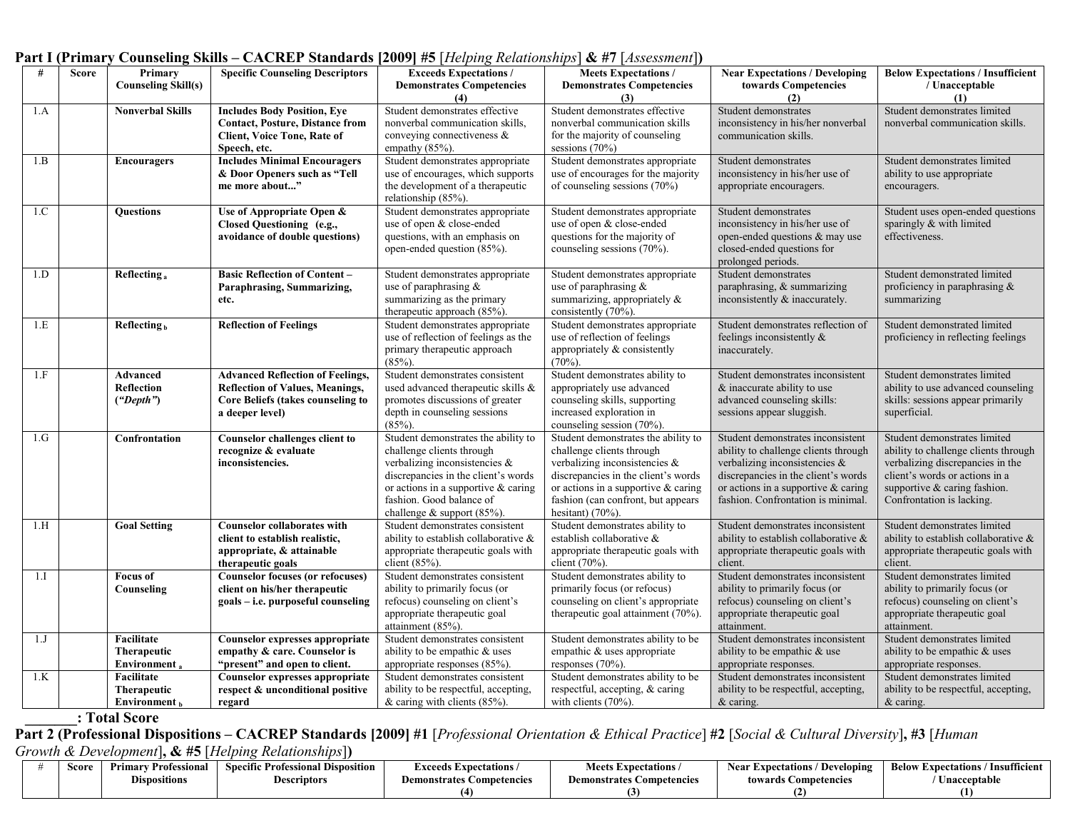**Part I (Primary Counseling Skills – CACREP Standards [2009] #5 [*Helping Relationships*] & #7 [*Assessment*])**

| # | Score | Primary Counseling Skill(s) | Specific Counseling Descriptors | Exceeds Expectations / Demonstrates Competencies (4) | Meets Expectations / Demonstrates Competencies (3) | Near Expectations / Developing towards Competencies (2) | Below Expectations / Insufficient / Unacceptable (1) |
|---|---|---|---|---|---|---|---|
| 1.A | | **Nonverbal Skills** | **Includes Body Position, Eye Contact, Posture, Distance from Client, Voice Tone, Rate of Speech, etc.** | Student demonstrates effective nonverbal communication skills, conveying connectiveness & empathy (85%). | Student demonstrates effective nonverbal communication skills for the majority of counseling sessions (70%) | Student demonstrates inconsistency in his/her nonverbal communication skills. | Student demonstrates limited nonverbal communication skills. |
| 1.B | | **Encouragers** | **Includes Minimal Encouragers & Door Openers such as "Tell me more about..."** | Student demonstrates appropriate use of encourages, which supports the development of a therapeutic relationship (85%). | Student demonstrates appropriate use of encourages for the majority of counseling sessions (70%) | Student demonstrates inconsistency in his/her use of appropriate encouragers. | Student demonstrates limited ability to use appropriate encouragers. |
| 1.C | | **Questions** | **Use of Appropriate Open & Closed Questioning (e.g., avoidance of double questions)** | Student demonstrates appropriate use of open & close-ended questions, with an emphasis on open-ended question (85%). | Student demonstrates appropriate use of open & close-ended questions for the majority of counseling sessions (70%). | Student demonstrates inconsistency in his/her use of open-ended questions & may use closed-ended questions for prolonged periods. | Student uses open-ended questions sparingly & with limited effectiveness. |
| 1.D | | **Reflecting $_a$** | **Basic Reflection of Content – Paraphrasing, Summarizing, etc.** | Student demonstrates appropriate use of paraphrasing & summarizing as the primary therapeutic approach (85%). | Student demonstrates appropriate use of paraphrasing & summarizing, appropriately & consistently (70%). | Student demonstrates paraphrasing, & summarizing inconsistently & inaccurately. | Student demonstrated limited proficiency in paraphrasing & summarizing |
| 1.E | | **Reflecting $_b$** | **Reflection of Feelings** | Student demonstrates appropriate use of reflection of feelings as the primary therapeutic approach (85%). | Student demonstrates appropriate use of reflection of feelings appropriately & consistently (70%). | Student demonstrates reflection of feelings inconsistently & inaccurately. | Student demonstrated limited proficiency in reflecting feelings |
| 1.F | | **Advanced Reflection (*"Depth"*)** | **Advanced Reflection of Feelings, Reflection of Values, Meanings, Core Beliefs (takes counseling to a deeper level)** | Student demonstrates consistent used advanced therapeutic skills & promotes discussions of greater depth in counseling sessions (85%). | Student demonstrates ability to appropriately use advanced counseling skills, supporting increased exploration in counseling session (70%). | Student demonstrates inconsistent & inaccurate ability to use advanced counseling skills: sessions appear sluggish. | Student demonstrates limited ability to use advanced counseling skills: sessions appear primarily superficial. |
| 1.G | | **Confrontation** | **Counselor challenges client to recognize & evaluate inconsistencies.** | Student demonstrates the ability to challenge clients through verbalizing inconsistencies & discrepancies in the client's words or actions in a supportive & caring fashion. Good balance of challenge & support (85%). | Student demonstrates the ability to challenge clients through verbalizing inconsistencies & discrepancies in the client's words or actions in a supportive & caring fashion (can confront, but appears hesitant) (70%). | Student demonstrates inconsistent ability to challenge clients through verbalizing inconsistencies & discrepancies in the client's words or actions in a supportive & caring fashion. Confrontation is minimal. | Student demonstrates limited ability to challenge clients through verbalizing discrepancies in the client's words or actions in a supportive & caring fashion. Confrontation is lacking. |
| 1.H | | **Goal Setting** | **Counselor collaborates with client to establish realistic, appropriate, & attainable therapeutic goals** | Student demonstrates consistent ability to establish collaborative & appropriate therapeutic goals with client (85%). | Student demonstrates ability to establish collaborative & appropriate therapeutic goals with client (70%). | Student demonstrates inconsistent ability to establish collaborative & appropriate therapeutic goals with client. | Student demonstrates limited ability to establish collaborative & appropriate therapeutic goals with client. |
| 1.I | | **Focus of Counseling** | **Counselor focuses (or refocuses) client on his/her therapeutic goals – i.e. purposeful counseling** | Student demonstrates consistent ability to primarily focus (or refocus) counseling on client's appropriate therapeutic goal attainment (85%). | Student demonstrates ability to primarily focus (or refocus) counseling on client's appropriate therapeutic goal attainment (70%). | Student demonstrates inconsistent ability to primarily focus (or refocus) counseling on client's appropriate therapeutic goal attainment. | Student demonstrates limited ability to primarily focus (or refocus) counseling on client's appropriate therapeutic goal attainment. |
| 1.J | | **Facilitate Therapeutic Environment $_a$** | **Counselor expresses appropriate empathy & care. Counselor is "present" and open to client.** | Student demonstrates consistent ability to be empathic & uses appropriate responses (85%). | Student demonstrates ability to be empathic & uses appropriate responses (70%). | Student demonstrates inconsistent ability to be empathic & use appropriate responses. | Student demonstrates limited ability to be empathic & uses appropriate responses. |
| 1.K | | **Facilitate Therapeutic Environment $_b$** | **Counselor expresses appropriate respect & unconditional positive regard** | Student demonstrates consistent ability to be respectful, accepting, & caring with clients (85%). | Student demonstrates ability to be respectful, accepting, & caring with clients (70%). | Student demonstrates inconsistent ability to be respectful, accepting, & caring. | Student demonstrates limited ability to be respectful, accepting, & caring. |

**_______: Total Score**

**Part 2 (Professional Dispositions – CACREP Standards [2009] #1 [*Professional Orientation & Ethical Practice*] #2 [*Social & Cultural Diversity*], #3 [*Human Growth & Development*], & #5 [*Helping Relationships*])**

| # | Score | Primary Professional Dispositions | Specific Professional Disposition Descriptors | Exceeds Expectations / Demonstrates Competencies (4) | Meets Expectations / Demonstrates Competencies (3) | Near Expectations / Developing towards Competencies (2) | Below Expectations / Insufficient / Unacceptable (1) |
|---|---|---|---|---|---|---|---|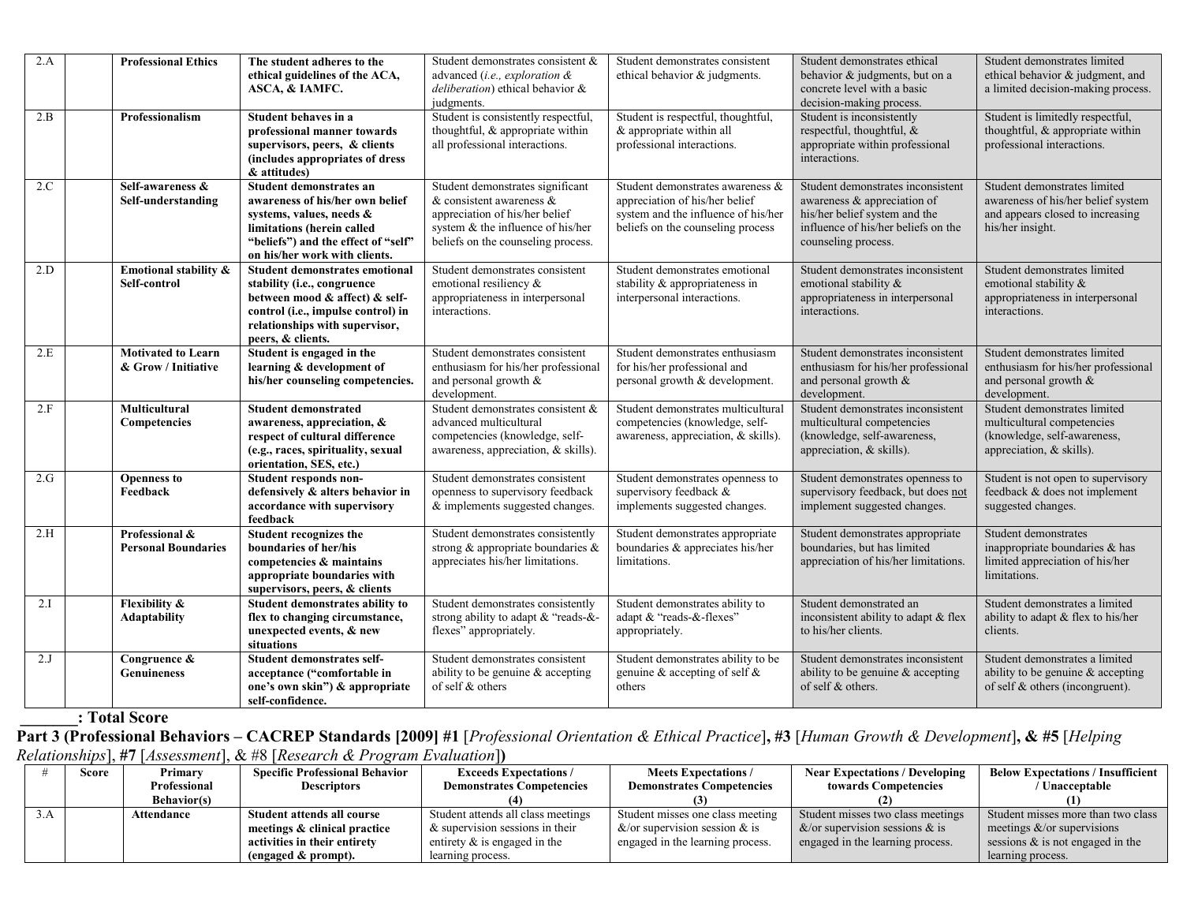| 2.A | | **Professional Ethics** | **The student adheres to the ethical guidelines of the ACA, ASCA, & IAMFC.** | Student demonstrates consistent & advanced (*i.e., exploration & deliberation*) ethical behavior & judgments. | Student demonstrates consistent ethical behavior & judgments. | Student demonstrates ethical behavior & judgments, but on a concrete level with a basic decision-making process. | Student demonstrates limited ethical behavior & judgment, and a limited decision-making process. |
|---|---|---|---|---|---|---|---|
| 2.B | | **Professionalism** | **Student behaves in a professional manner towards supervisors, peers, & clients (includes appropriates of dress & attitudes)** | Student is consistently respectful, thoughtful, & appropriate within all professional interactions. | Student is respectful, thoughtful, & appropriate within all professional interactions. | Student is inconsistently respectful, thoughtful, & appropriate within professional interactions. | Student is limitedly respectful, thoughtful, & appropriate within professional interactions. |
| 2.C | | **Self-awareness & Self-understanding** | **Student demonstrates an awareness of his/her own belief systems, values, needs & limitations (herein called "beliefs") and the effect of "self" on his/her work with clients.** | Student demonstrates significant & consistent awareness & appreciation of his/her belief system & the influence of his/her beliefs on the counseling process. | Student demonstrates awareness & appreciation of his/her belief system and the influence of his/her beliefs on the counseling process | Student demonstrates inconsistent awareness & appreciation of his/her belief system and the influence of his/her beliefs on the counseling process. | Student demonstrates limited awareness of his/her belief system and appears closed to increasing his/her insight. |
| 2.D | | **Emotional stability & Self-control** | **Student demonstrates emotional stability (i.e., congruence between mood & affect) & self-control (i.e., impulse control) in relationships with supervisor, peers, & clients.** | Student demonstrates consistent emotional resiliency & appropriateness in interpersonal interactions. | Student demonstrates emotional stability & appropriateness in interpersonal interactions. | Student demonstrates inconsistent emotional stability & appropriateness in interpersonal interactions. | Student demonstrates limited emotional stability & appropriateness in interpersonal interactions. |
| 2.E | | **Motivated to Learn & Grow / Initiative** | **Student is engaged in the learning & development of his/her counseling competencies.** | Student demonstrates consistent enthusiasm for his/her professional and personal growth & development. | Student demonstrates enthusiasm for his/her professional and personal growth & development. | Student demonstrates inconsistent enthusiasm for his/her professional and personal growth & development. | Student demonstrates limited enthusiasm for his/her professional and personal growth & development. |
| 2.F | | **Multicultural Competencies** | **Student demonstrated awareness, appreciation, & respect of cultural difference (e.g., races, spirituality, sexual orientation, SES, etc.)** | Student demonstrates consistent & advanced multicultural competencies (knowledge, self-awareness, appreciation, & skills). | Student demonstrates multicultural competencies (knowledge, self-awareness, appreciation, & skills). | Student demonstrates inconsistent multicultural competencies (knowledge, self-awareness, appreciation, & skills). | Student demonstrates limited multicultural competencies (knowledge, self-awareness, appreciation, & skills). |
| 2.G | | **Openness to Feedback** | **Student responds non-defensively & alters behavior in accordance with supervisory feedback** | Student demonstrates consistent openness to supervisory feedback & implements suggested changes. | Student demonstrates openness to supervisory feedback & implements suggested changes. | Student demonstrates openness to supervisory feedback, but does not implement suggested changes. | Student is not open to supervisory feedback & does not implement suggested changes. |
| 2.H | | **Professional & Personal Boundaries** | **Student recognizes the boundaries of her/his competencies & maintains appropriate boundaries with supervisors, peers, & clients** | Student demonstrates consistently strong & appropriate boundaries & appreciates his/her limitations. | Student demonstrates appropriate boundaries & appreciates his/her limitations. | Student demonstrates appropriate boundaries, but has limited appreciation of his/her limitations. | Student demonstrates inappropriate boundaries & has limited appreciation of his/her limitations. |
| 2.I | | **Flexibility & Adaptability** | **Student demonstrates ability to flex to changing circumstance, unexpected events, & new situations** | Student demonstrates consistently strong ability to adapt & "reads-&-flexes" appropriately. | Student demonstrates ability to adapt & "reads-&-flexes" appropriately. | Student demonstrated an inconsistent ability to adapt & flex to his/her clients. | Student demonstrates a limited ability to adapt & flex to his/her clients. |
| 2.J | | **Congruence & Genuineness** | **Student demonstrates self-acceptance ("comfortable in one's own skin") & appropriate self-confidence.** | Student demonstrates consistent ability to be genuine & accepting of self & others | Student demonstrates ability to be genuine & accepting of self & others | Student demonstrates inconsistent ability to be genuine & accepting of self & others. | Student demonstrates a limited ability to be genuine & accepting of self & others (incongruent). |

**_______: Total Score**

**Part 3 (Professional Behaviors – CACREP Standards [2009] #1** [*Professional Orientation & Ethical Practice*]**, #3** [*Human Growth & Development*]**, & #5** [*Helping Relationships*], **#7** [*Assessment*], & #8 [*Research & Program Evaluation*]**)**

| # | Score | Primary Professional Behavior(s) | Specific Professional Behavior Descriptors | Exceeds Expectations / Demonstrates Competencies (4) | Meets Expectations / Demonstrates Competencies (3) | Near Expectations / Developing towards Competencies (2) | Below Expectations / Insufficient / Unacceptable (1) |
|---|---|---|---|---|---|---|---|
| 3.A | | **Attendance** | **Student attends all course meetings & clinical practice activities in their entirety (engaged & prompt).** | Student attends all class meetings & supervision sessions in their entirety & is engaged in the learning process. | Student misses one class meeting &/or supervision session & is engaged in the learning process. | Student misses two class meetings &/or supervision sessions & is engaged in the learning process. | Student misses more than two class meetings &/or supervisions sessions & is not engaged in the learning process. |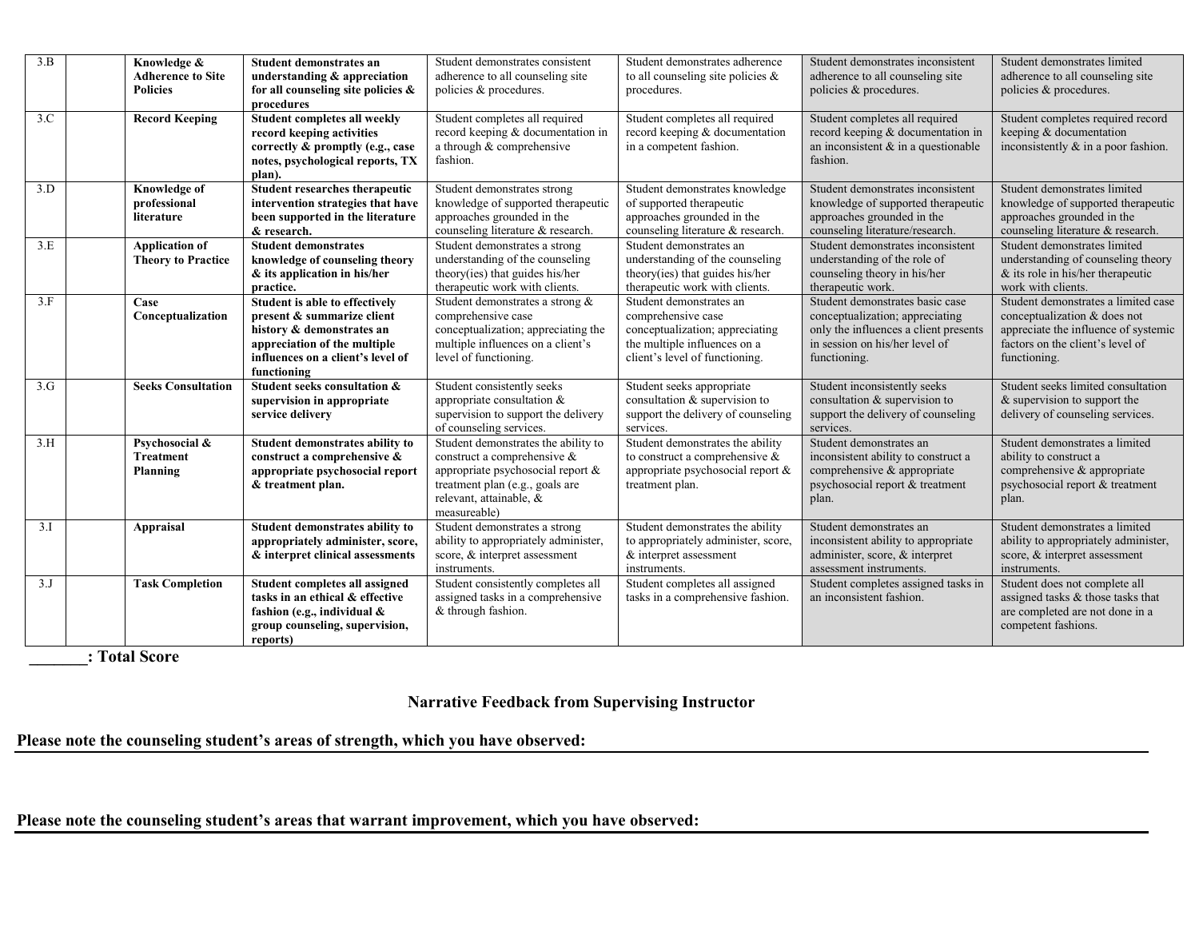| 3.B | | Knowledge & Adherence to Site Policies | **Student demonstrates an understanding & appreciation for all counseling site policies & procedures** | Student demonstrates consistent adherence to all counseling site policies & procedures. | Student demonstrates adherence to all counseling site policies & procedures. | Student demonstrates inconsistent adherence to all counseling site policies & procedures. | Student demonstrates limited adherence to all counseling site policies & procedures. |
|---|---|---|---|---|---|---|---|
| 3.C | | **Record Keeping** | **Student completes all weekly record keeping activities correctly & promptly (e.g., case notes, psychological reports, TX plan).** | Student completes all required record keeping & documentation in a through & comprehensive fashion. | Student completes all required record keeping & documentation in a competent fashion. | Student completes all required record keeping & documentation in an inconsistent & in a questionable fashion. | Student completes required record keeping & documentation inconsistently & in a poor fashion. |
| 3.D | | **Knowledge of professional literature** | **Student researches therapeutic intervention strategies that have been supported in the literature & research.** | Student demonstrates strong knowledge of supported therapeutic approaches grounded in the counseling literature & research. | Student demonstrates knowledge of supported therapeutic approaches grounded in the counseling literature & research. | Student demonstrates inconsistent knowledge of supported therapeutic approaches grounded in the counseling literature/research. | Student demonstrates limited knowledge of supported therapeutic approaches grounded in the counseling literature & research. |
| 3.E | | **Application of Theory to Practice** | **Student demonstrates knowledge of counseling theory & its application in his/her practice.** | Student demonstrates a strong understanding of the counseling theory(ies) that guides his/her therapeutic work with clients. | Student demonstrates an understanding of the counseling theory(ies) that guides his/her therapeutic work with clients. | Student demonstrates inconsistent understanding of the role of counseling theory in his/her therapeutic work. | Student demonstrates limited understanding of counseling theory & its role in his/her therapeutic work with clients. |
| 3.F | | **Case Conceptualization** | **Student is able to effectively present & summarize client history & demonstrates an appreciation of the multiple influences on a client's level of functioning** | Student demonstrates a strong & comprehensive case conceptualization; appreciating the multiple influences on a client's level of functioning. | Student demonstrates an comprehensive case conceptualization; appreciating the multiple influences on a client's level of functioning. | Student demonstrates basic case conceptualization; appreciating only the influences a client presents in session on his/her level of functioning. | Student demonstrates a limited case conceptualization & does not appreciate the influence of systemic factors on the client's level of functioning. |
| 3.G | | **Seeks Consultation** | **Student seeks consultation & supervision in appropriate service delivery** | Student consistently seeks appropriate consultation & supervision to support the delivery of counseling services. | Student seeks appropriate consultation & supervision to support the delivery of counseling services. | Student inconsistently seeks consultation & supervision to support the delivery of counseling services. | Student seeks limited consultation & supervision to support the delivery of counseling services. |
| 3.H | | **Psychosocial & Treatment Planning** | **Student demonstrates ability to construct a comprehensive & appropriate psychosocial report & treatment plan.** | Student demonstrates the ability to construct a comprehensive & appropriate psychosocial report & treatment plan (e.g., goals are relevant, attainable, & measureable) | Student demonstrates the ability to construct a comprehensive & appropriate psychosocial report & treatment plan. | Student demonstrates an inconsistent ability to construct a comprehensive & appropriate psychosocial report & treatment plan. | Student demonstrates a limited ability to construct a comprehensive & appropriate psychosocial report & treatment plan. |
| 3.I | | **Appraisal** | **Student demonstrates ability to appropriately administer, score, & interpret clinical assessments** | Student demonstrates a strong ability to appropriately administer, score, & interpret assessment instruments. | Student demonstrates the ability to appropriately administer, score, & interpret assessment instruments. | Student demonstrates an inconsistent ability to appropriate administer, score, & interpret assessment instruments. | Student demonstrates a limited ability to appropriately administer, score, & interpret assessment instruments. |
| 3.J | | **Task Completion** | **Student completes all assigned tasks in an ethical & effective fashion (e.g., individual & group counseling, supervision, reports)** | Student consistently completes all assigned tasks in a comprehensive & through fashion. | Student completes all assigned tasks in a comprehensive fashion. | Student completes assigned tasks in an inconsistent fashion. | Student does not complete all assigned tasks & those tasks that are completed are not done in a competent fashions. |

**_______: Total Score**

## Narrative Feedback from Supervising Instructor

**Please note the counseling student's areas of strength, which you have observed:**

**Please note the counseling student's areas that warrant improvement, which you have observed:**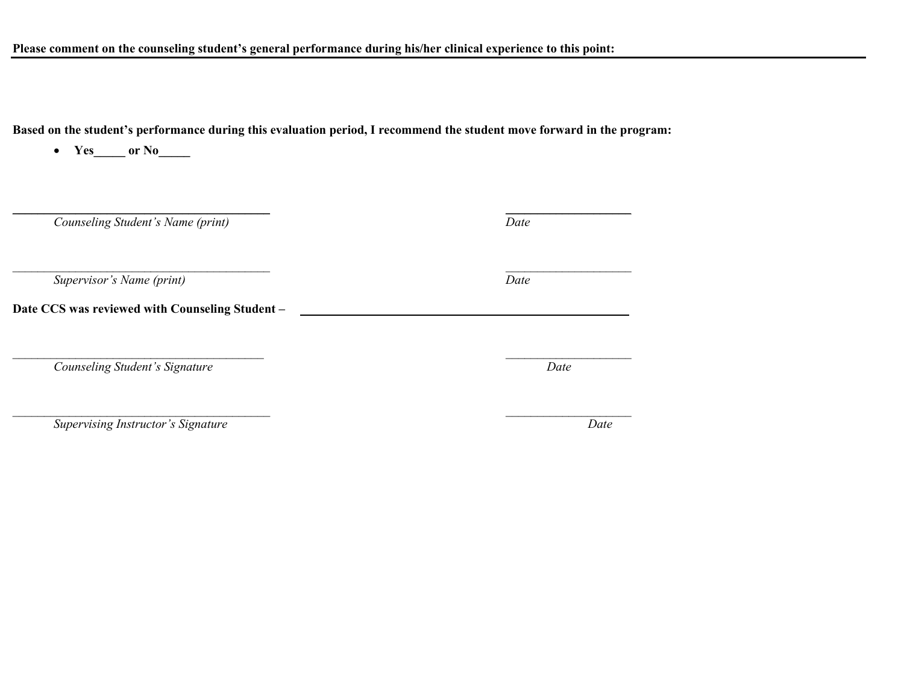**Please comment on the counseling student's general performance during his/her clinical experience to this point:**

**Based on the student's performance during this evaluation period, I recommend the student move forward in the program:**

- **Yes_____ or No_____**

______________________________________ ____________________

*Counseling Student's Name (print)* *Date*

______________________________________ ____________________

*Supervisor's Name (print)* *Date*

**Date CCS was reviewed with Counseling Student –** ______________________________________

______________________________________ ____________________

*Counseling Student's Signature* *Date*

______________________________________ ____________________

*Supervising Instructor's Signature* *Date*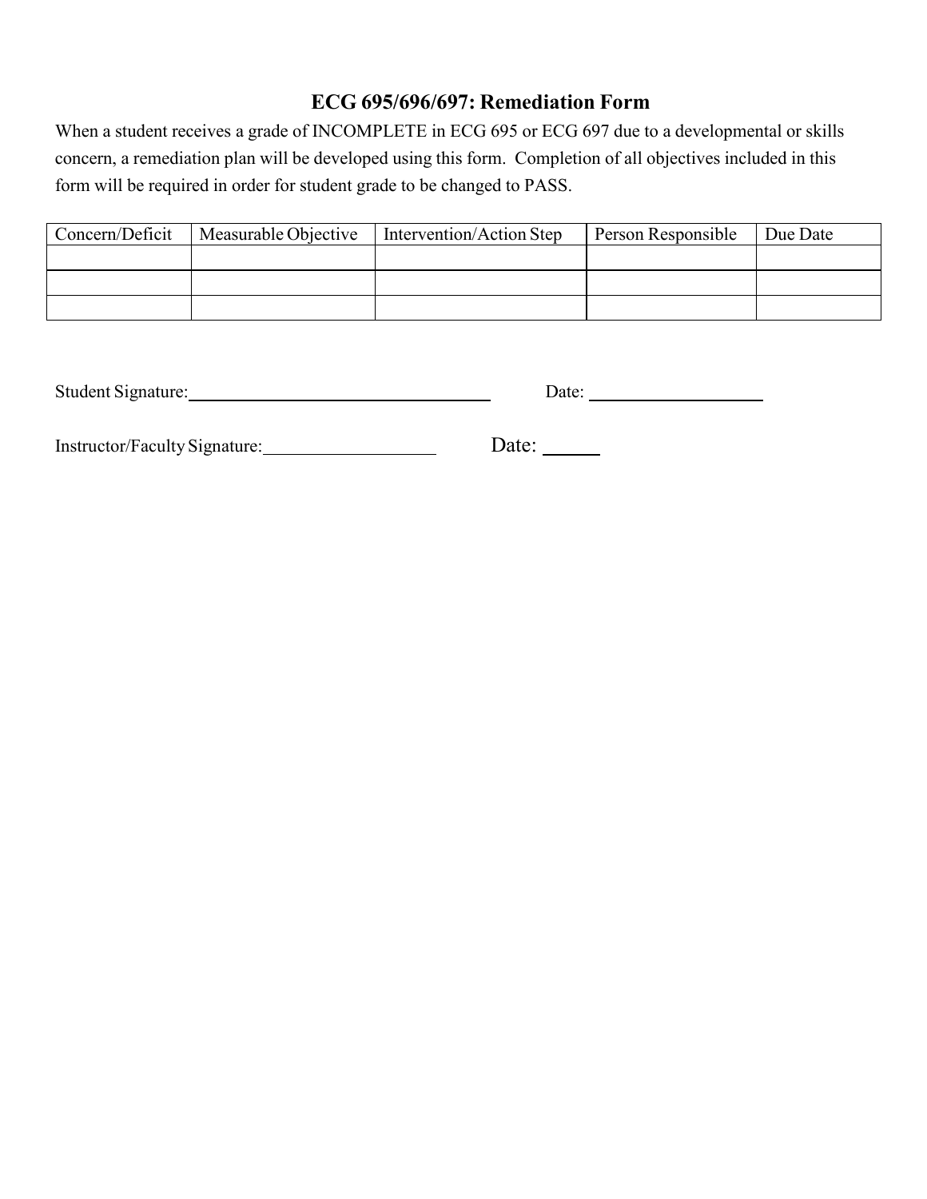## ECG 695/696/697: Remediation Form

When a student receives a grade of INCOMPLETE in ECG 695 or ECG 697 due to a developmental or skills concern, a remediation plan will be developed using this form. Completion of all objectives included in this form will be required in order for student grade to be changed to PASS.

| Concern/Deficit | Measurable Objective | Intervention/Action Step | Person Responsible | Due Date |
|---|---|---|---|---|
| | | | | |
| | | | | |
| | | | | |

Student Signature:______________________________ Date: ________________

Instructor/Faculty Signature:________________ Date: _____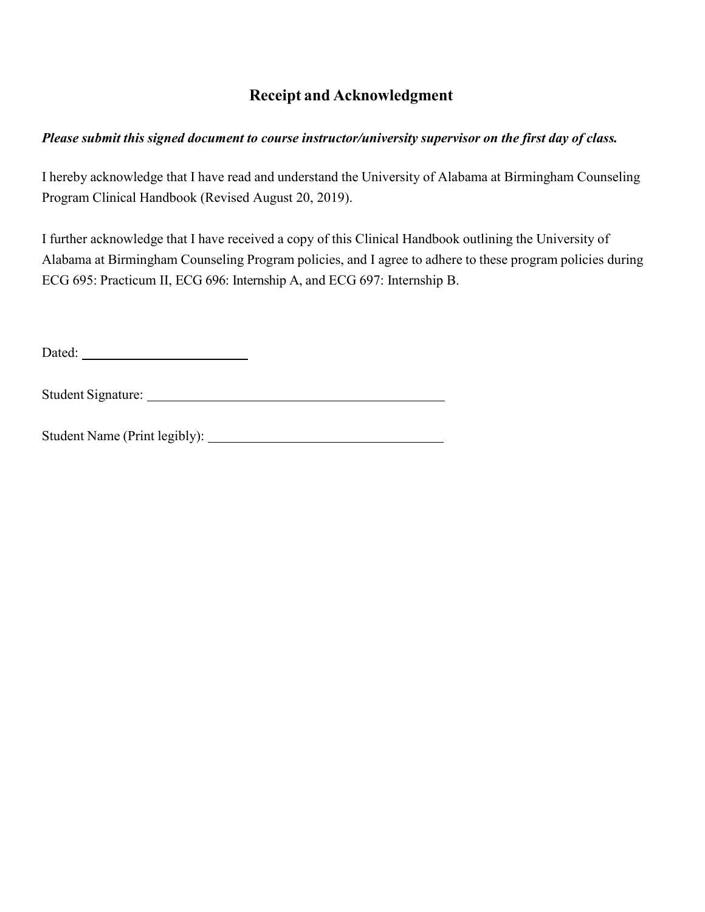## Receipt and Acknowledgment

***Please submit this signed document to course instructor/university supervisor on the first day of class.***

I hereby acknowledge that I have read and understand the University of Alabama at Birmingham Counseling Program Clinical Handbook (Revised August 20, 2019).

I further acknowledge that I have received a copy of this Clinical Handbook outlining the University of Alabama at Birmingham Counseling Program policies, and I agree to adhere to these program policies during ECG 695: Practicum II, ECG 696: Internship A, and ECG 697: Internship B.

Dated: ________________________

Student Signature: ________________________________________

Student Name (Print legibly): ________________________________